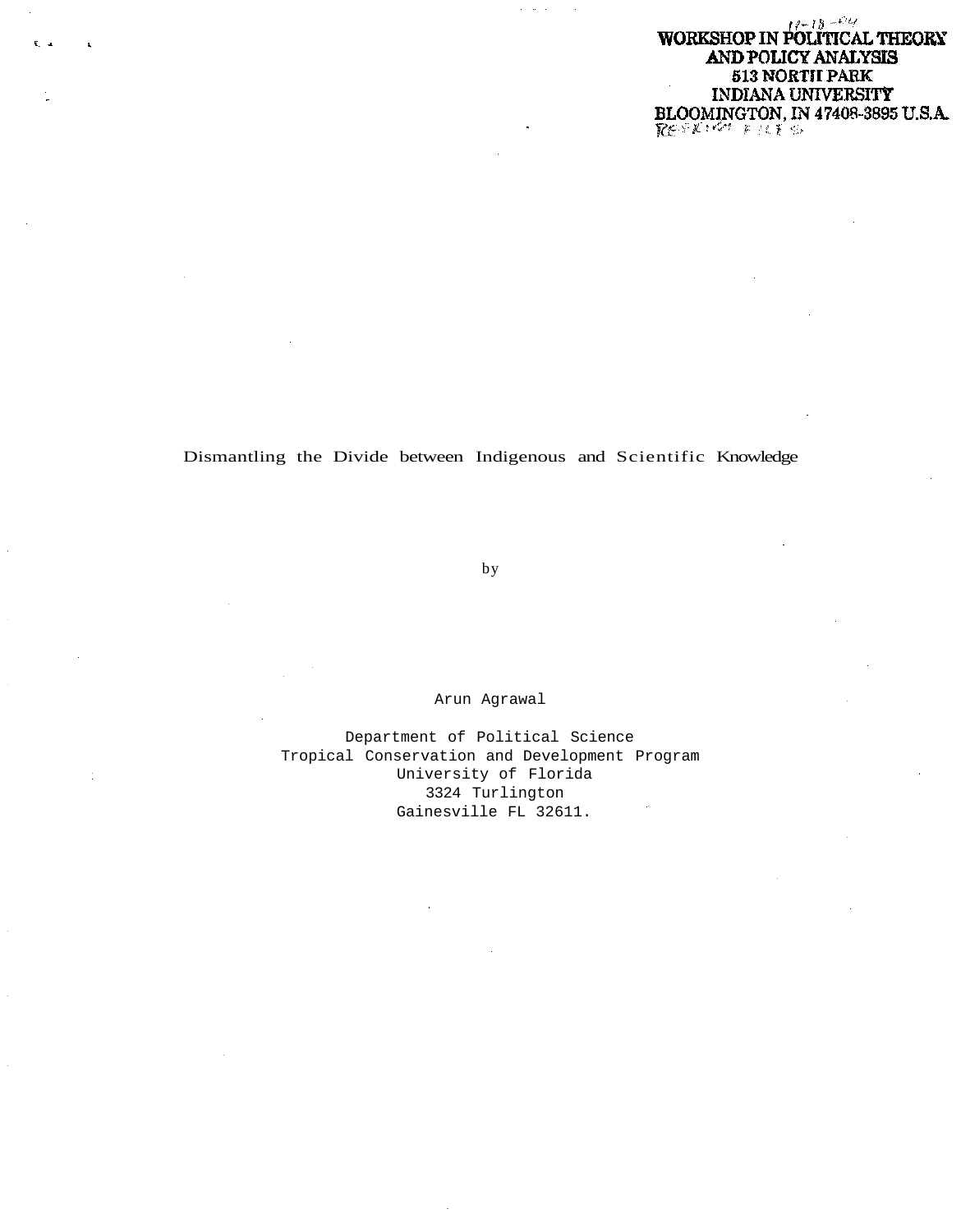WORKSHOP IN POLITICAL THEORY
AND POLICY ANALYSIS
513 NORTH PARK
INDIANA UNIVERSITY
BLOOMINGTON, IN 47408-3895 U.S.A.

# Dismantling the Divide between Indigenous and Scientific Knowledge

by

Arun Agrawal

Department of Political Science
Tropical Conservation and Development Program
University of Florida
3324 Turlington
Gainesville FL 32611.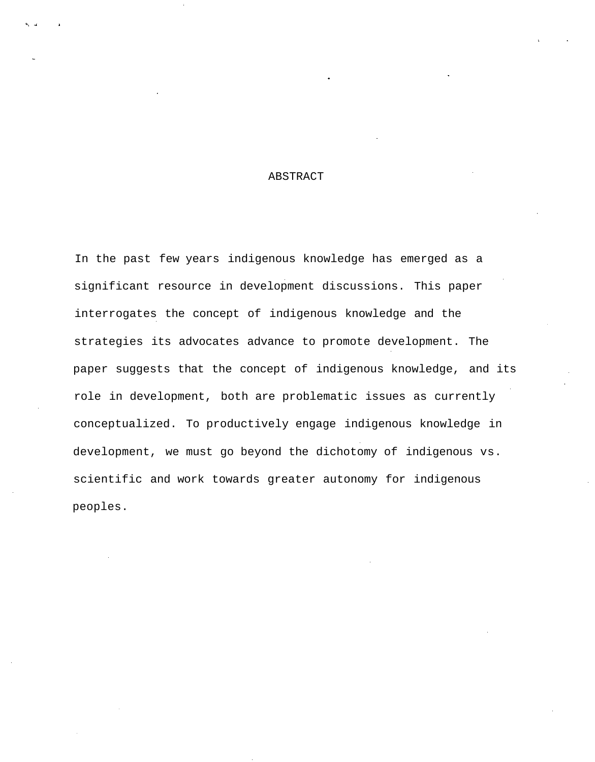# ABSTRACT

In the past few years indigenous knowledge has emerged as a significant resource in development discussions. This paper interrogates the concept of indigenous knowledge and the strategies its advocates advance to promote development. The paper suggests that the concept of indigenous knowledge, and its role in development, both are problematic issues as currently conceptualized. To productively engage indigenous knowledge in development, we must go beyond the dichotomy of indigenous vs. scientific and work towards greater autonomy for indigenous peoples.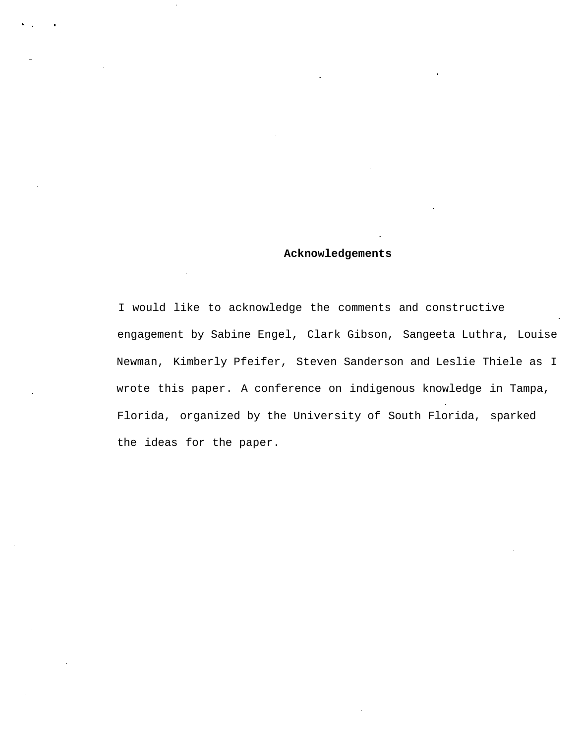## Acknowledgements

I would like to acknowledge the comments and constructive engagement by Sabine Engel, Clark Gibson, Sangeeta Luthra, Louise Newman, Kimberly Pfeifer, Steven Sanderson and Leslie Thiele as I wrote this paper. A conference on indigenous knowledge in Tampa, Florida, organized by the University of South Florida, sparked the ideas for the paper.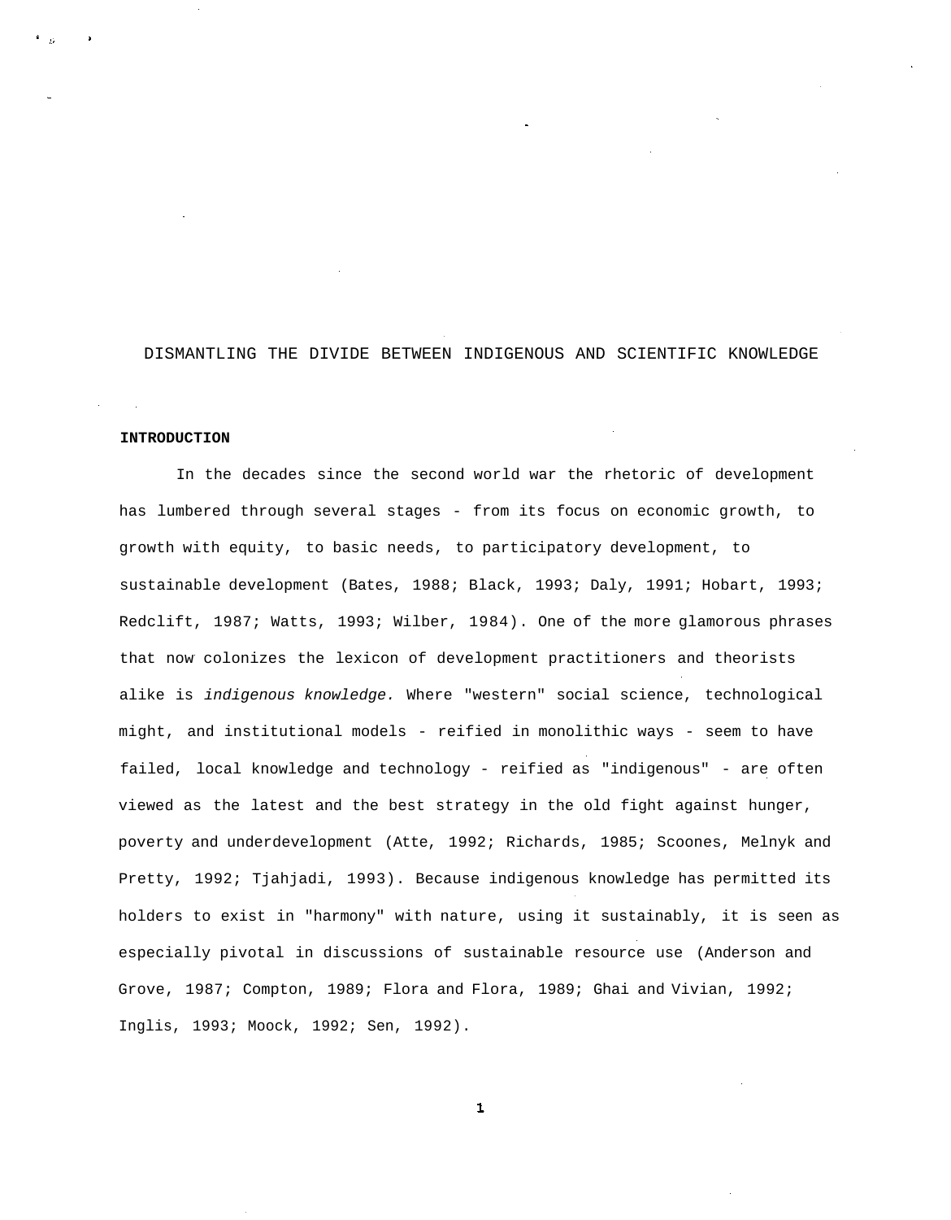# DISMANTLING THE DIVIDE BETWEEN INDIGENOUS AND SCIENTIFIC KNOWLEDGE

## INTRODUCTION

In the decades since the second world war the rhetoric of development has lumbered through several stages - from its focus on economic growth, to growth with equity, to basic needs, to participatory development, to sustainable development (Bates, 1988; Black, 1993; Daly, 1991; Hobart, 1993; Redclift, 1987; Watts, 1993; Wilber, 1984). One of the more glamorous phrases that now colonizes the lexicon of development practitioners and theorists alike is *indigenous knowledge.* Where "western" social science, technological might, and institutional models - reified in monolithic ways - seem to have failed, local knowledge and technology - reified as "indigenous" - are often viewed as the latest and the best strategy in the old fight against hunger, poverty and underdevelopment (Atte, 1992; Richards, 1985; Scoones, Melnyk and Pretty, 1992; Tjahjadi, 1993). Because indigenous knowledge has permitted its holders to exist in "harmony" with nature, using it sustainably, it is seen as especially pivotal in discussions of sustainable resource use (Anderson and Grove, 1987; Compton, 1989; Flora and Flora, 1989; Ghai and Vivian, 1992; Inglis, 1993; Moock, 1992; Sen, 1992).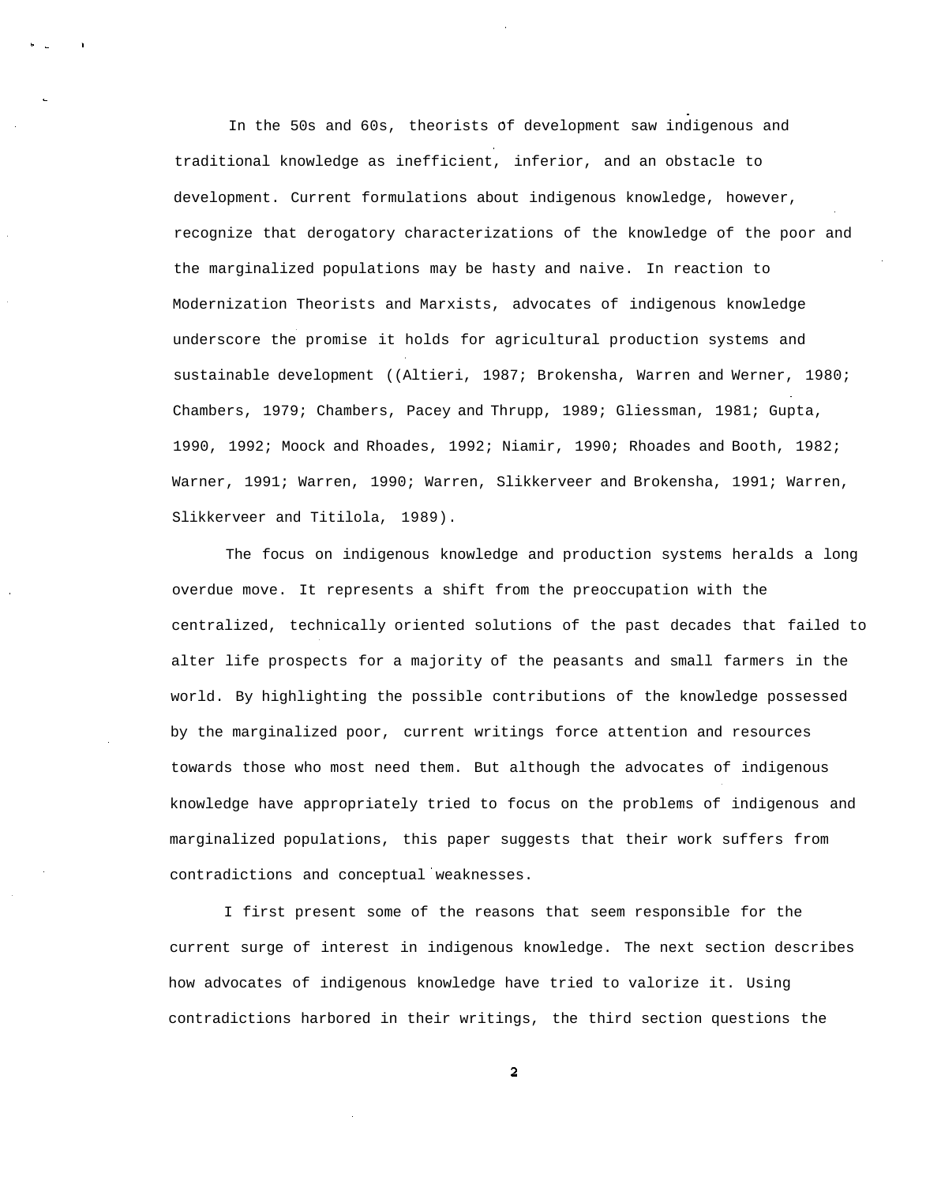In the 50s and 60s, theorists of development saw indigenous and traditional knowledge as inefficient, inferior, and an obstacle to development. Current formulations about indigenous knowledge, however, recognize that derogatory characterizations of the knowledge of the poor and the marginalized populations may be hasty and naive. In reaction to Modernization Theorists and Marxists, advocates of indigenous knowledge underscore the promise it holds for agricultural production systems and sustainable development ((Altieri, 1987; Brokensha, Warren and Werner, 1980; Chambers, 1979; Chambers, Pacey and Thrupp, 1989; Gliessman, 1981; Gupta, 1990, 1992; Moock and Rhoades, 1992; Niamir, 1990; Rhoades and Booth, 1982; Warner, 1991; Warren, 1990; Warren, Slikkerveer and Brokensha, 1991; Warren, Slikkerveer and Titilola, 1989).

The focus on indigenous knowledge and production systems heralds a long overdue move. It represents a shift from the preoccupation with the centralized, technically oriented solutions of the past decades that failed to alter life prospects for a majority of the peasants and small farmers in the world. By highlighting the possible contributions of the knowledge possessed by the marginalized poor, current writings force attention and resources towards those who most need them. But although the advocates of indigenous knowledge have appropriately tried to focus on the problems of indigenous and marginalized populations, this paper suggests that their work suffers from contradictions and conceptual weaknesses.

I first present some of the reasons that seem responsible for the current surge of interest in indigenous knowledge. The next section describes how advocates of indigenous knowledge have tried to valorize it. Using contradictions harbored in their writings, the third section questions the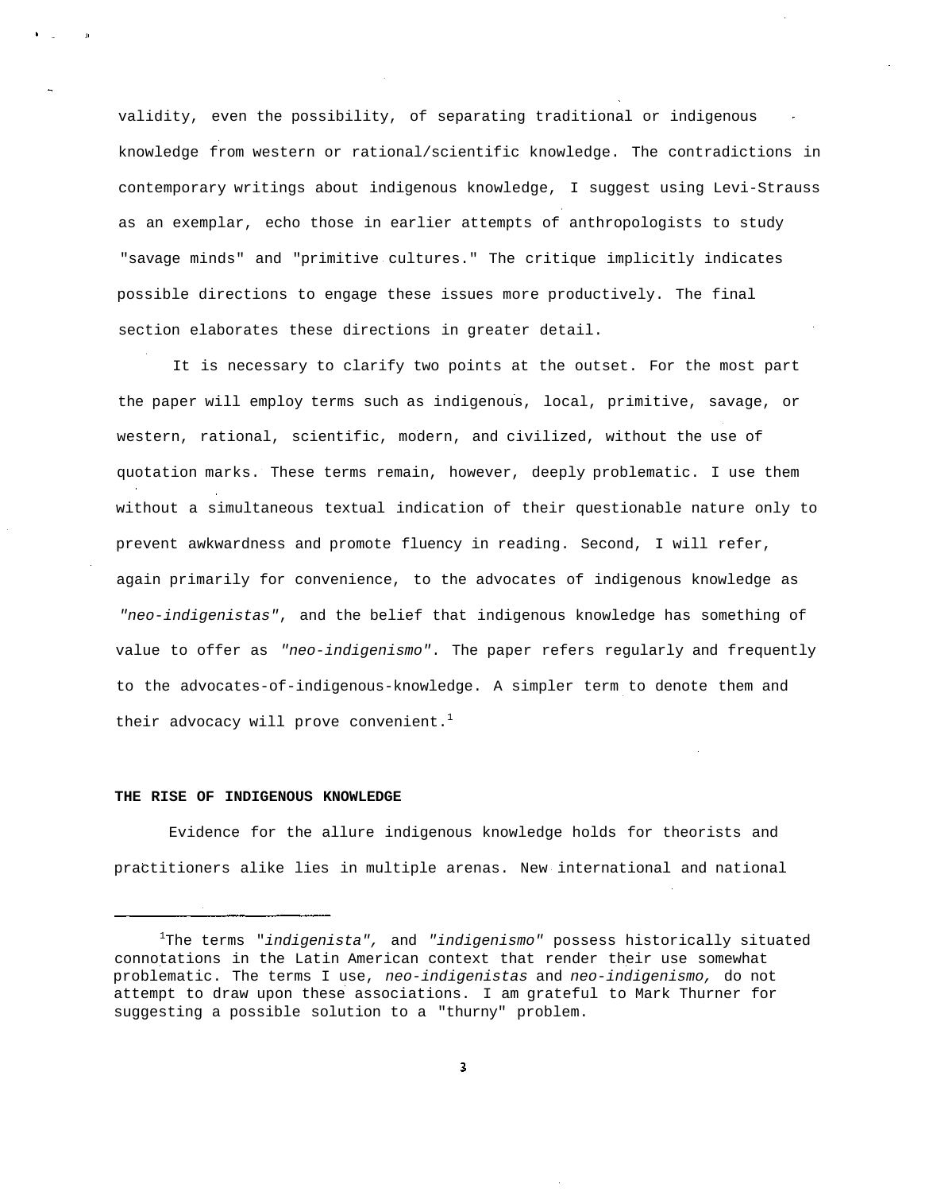validity, even the possibility, of separating traditional or indigenous knowledge from western or rational/scientific knowledge. The contradictions in contemporary writings about indigenous knowledge, I suggest using Levi-Strauss as an exemplar, echo those in earlier attempts of anthropologists to study "savage minds" and "primitive cultures." The critique implicitly indicates possible directions to engage these issues more productively. The final section elaborates these directions in greater detail.

It is necessary to clarify two points at the outset. For the most part the paper will employ terms such as indigenous, local, primitive, savage, or western, rational, scientific, modern, and civilized, without the use of quotation marks. These terms remain, however, deeply problematic. I use them without a simultaneous textual indication of their questionable nature only to prevent awkwardness and promote fluency in reading. Second, I will refer, again primarily for convenience, to the advocates of indigenous knowledge as *"neo-indigenistas"*, and the belief that indigenous knowledge has something of value to offer as *"neo-indigenismo"*. The paper refers regularly and frequently to the advocates-of-indigenous-knowledge. A simpler term to denote them and their advocacy will prove convenient.[1]

### THE RISE OF INDIGENOUS KNOWLEDGE

Evidence for the allure indigenous knowledge holds for theorists and practitioners alike lies in multiple arenas. New international and national

---

[1]The terms *"indigenista",* and *"indigenismo"* possess historically situated connotations in the Latin American context that render their use somewhat problematic. The terms I use, *neo-indigenistas* and *neo-indigenismo,* do not attempt to draw upon these associations. I am grateful to Mark Thurner for suggesting a possible solution to a "thurny" problem.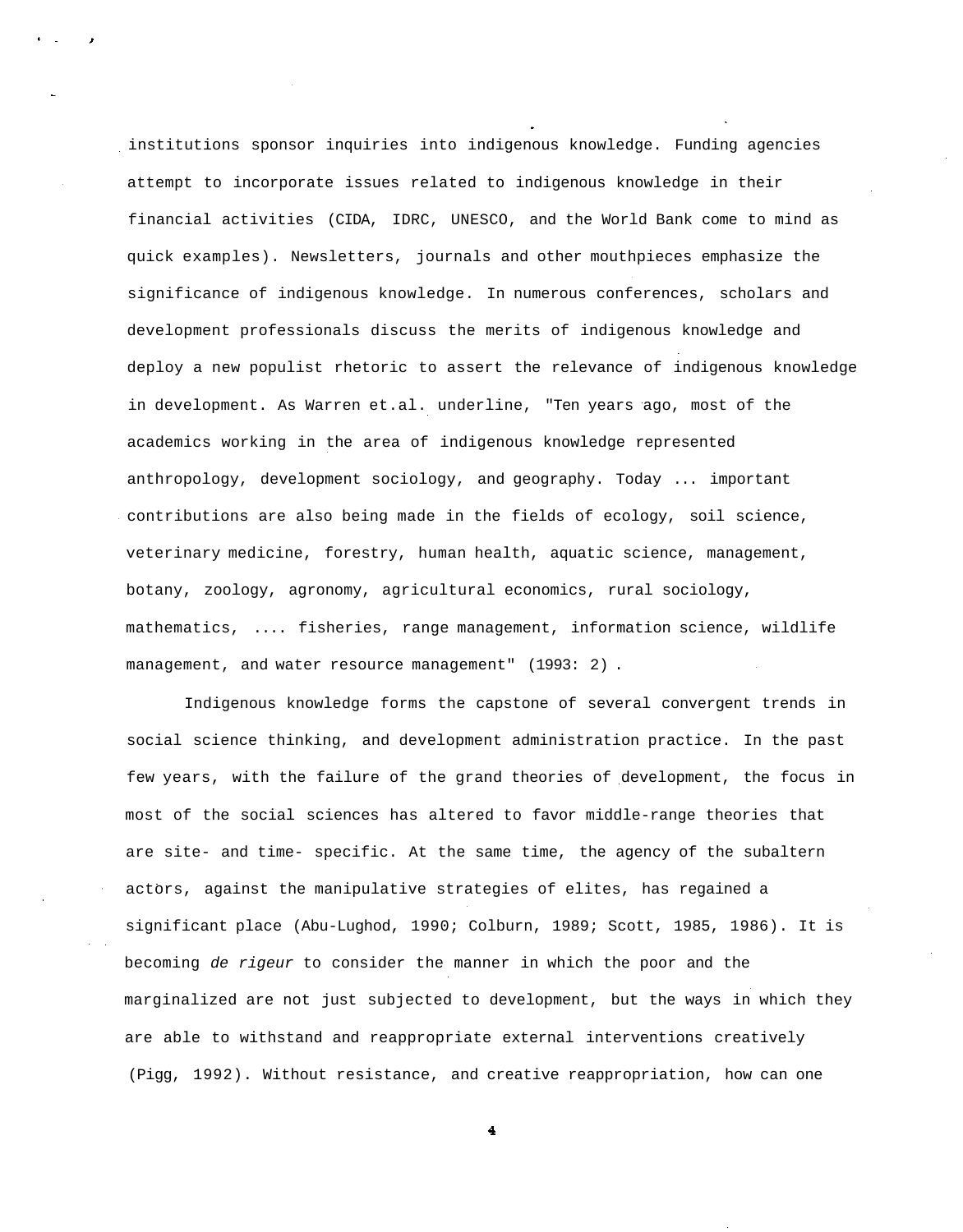institutions sponsor inquiries into indigenous knowledge. Funding agencies attempt to incorporate issues related to indigenous knowledge in their financial activities (CIDA, IDRC, UNESCO, and the World Bank come to mind as quick examples). Newsletters, journals and other mouthpieces emphasize the significance of indigenous knowledge. In numerous conferences, scholars and development professionals discuss the merits of indigenous knowledge and deploy a new populist rhetoric to assert the relevance of indigenous knowledge in development. As Warren et.al. underline, "Ten years ago, most of the academics working in the area of indigenous knowledge represented anthropology, development sociology, and geography. Today ... important contributions are also being made in the fields of ecology, soil science, veterinary medicine, forestry, human health, aquatic science, management, botany, zoology, agronomy, agricultural economics, rural sociology, mathematics, .... fisheries, range management, information science, wildlife management, and water resource management" (1993: 2).

Indigenous knowledge forms the capstone of several convergent trends in social science thinking, and development administration practice. In the past few years, with the failure of the grand theories of development, the focus in most of the social sciences has altered to favor middle-range theories that are site- and time- specific. At the same time, the agency of the subaltern actors, against the manipulative strategies of elites, has regained a significant place (Abu-Lughod, 1990; Colburn, 1989; Scott, 1985, 1986). It is becoming *de rigeur* to consider the manner in which the poor and the marginalized are not just subjected to development, but the ways in which they are able to withstand and reappropriate external interventions creatively (Pigg, 1992). Without resistance, and creative reappropriation, how can one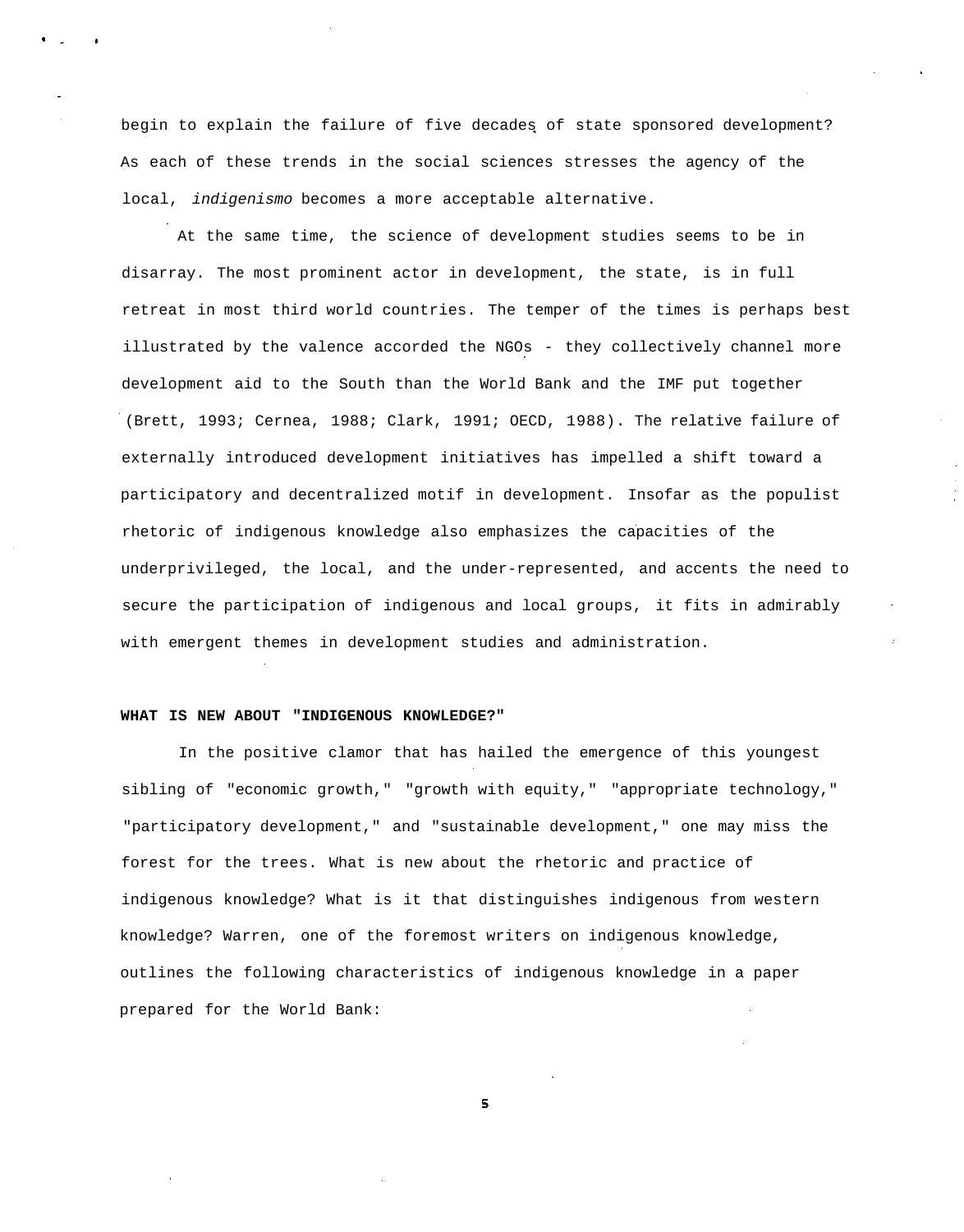begin to explain the failure of five decades of state sponsored development? As each of these trends in the social sciences stresses the agency of the local, *indigenismo* becomes a more acceptable alternative.

At the same time, the science of development studies seems to be in disarray. The most prominent actor in development, the state, is in full retreat in most third world countries. The temper of the times is perhaps best illustrated by the valence accorded the NGOs - they collectively channel more development aid to the South than the World Bank and the IMF put together (Brett, 1993; Cernea, 1988; Clark, 1991; OECD, 1988). The relative failure of externally introduced development initiatives has impelled a shift toward a participatory and decentralized motif in development. Insofar as the populist rhetoric of indigenous knowledge also emphasizes the capacities of the underprivileged, the local, and the under-represented, and accents the need to secure the participation of indigenous and local groups, it fits in admirably with emergent themes in development studies and administration.

**WHAT IS NEW ABOUT "INDIGENOUS KNOWLEDGE?"**

In the positive clamor that has hailed the emergence of this youngest sibling of "economic growth," "growth with equity," "appropriate technology," "participatory development," and "sustainable development," one may miss the forest for the trees. What is new about the rhetoric and practice of indigenous knowledge? What is it that distinguishes indigenous from western knowledge? Warren, one of the foremost writers on indigenous knowledge, outlines the following characteristics of indigenous knowledge in a paper prepared for the World Bank: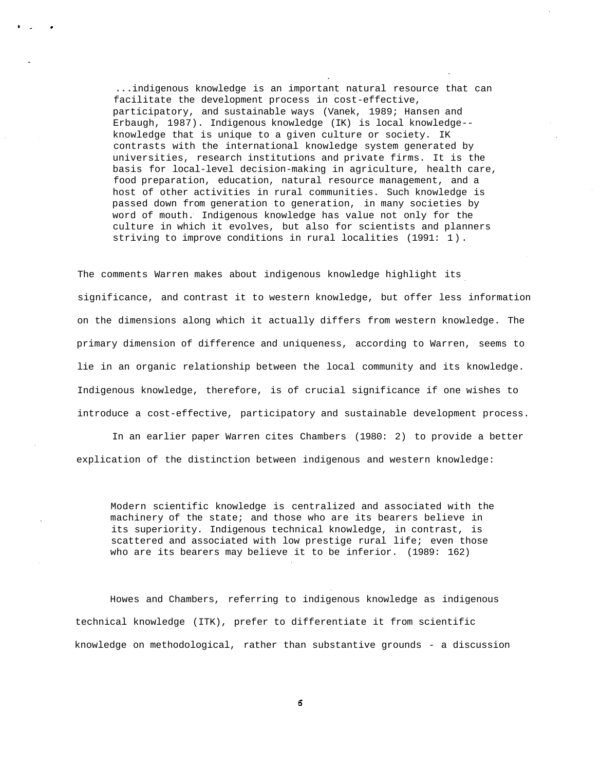> ...indigenous knowledge is an important natural resource that can facilitate the development process in cost-effective, participatory, and sustainable ways (Vanek, 1989; Hansen and Erbaugh, 1987). Indigenous knowledge (IK) is local knowledge--knowledge that is unique to a given culture or society. IK contrasts with the international knowledge system generated by universities, research institutions and private firms. It is the basis for local-level decision-making in agriculture, health care, food preparation, education, natural resource management, and a host of other activities in rural communities. Such knowledge is passed down from generation to generation, in many societies by word of mouth. Indigenous knowledge has value not only for the culture in which it evolves, but also for scientists and planners striving to improve conditions in rural localities (1991: 1).

The comments Warren makes about indigenous knowledge highlight its significance, and contrast it to western knowledge, but offer less information on the dimensions along which it actually differs from western knowledge. The primary dimension of difference and uniqueness, according to Warren, seems to lie in an organic relationship between the local community and its knowledge. Indigenous knowledge, therefore, is of crucial significance if one wishes to introduce a cost-effective, participatory and sustainable development process.

In an earlier paper Warren cites Chambers (1980: 2) to provide a better explication of the distinction between indigenous and western knowledge:

> Modern scientific knowledge is centralized and associated with the machinery of the state; and those who are its bearers believe in its superiority. Indigenous technical knowledge, in contrast, is scattered and associated with low prestige rural life; even those who are its bearers may believe it to be inferior. (1989: 162)

Howes and Chambers, referring to indigenous knowledge as indigenous technical knowledge (ITK), prefer to differentiate it from scientific knowledge on methodological, rather than substantive grounds - a discussion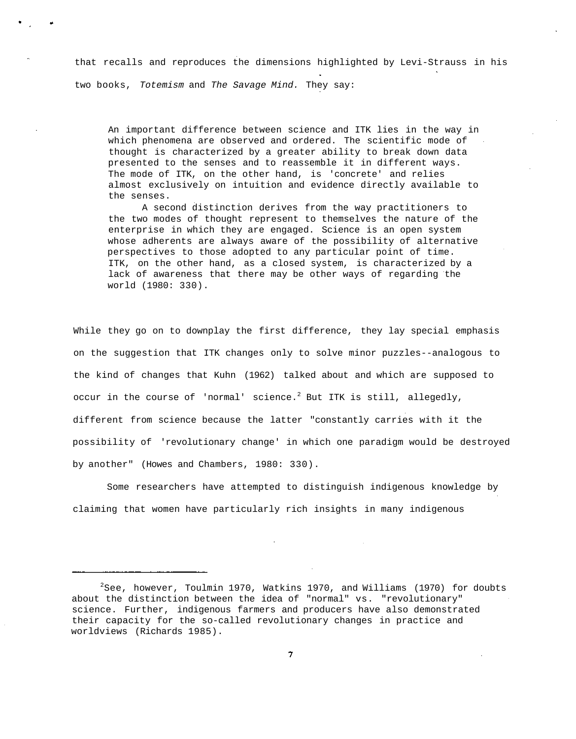that recalls and reproduces the dimensions highlighted by Levi-Strauss in his two books, *Totemism* and *The Savage Mind.* They say:

> An important difference between science and ITK lies in the way in which phenomena are observed and ordered. The scientific mode of thought is characterized by a greater ability to break down data presented to the senses and to reassemble it in different ways. The mode of ITK, on the other hand, is 'concrete' and relies almost exclusively on intuition and evidence directly available to the senses.
>
> A second distinction derives from the way practitioners to the two modes of thought represent to themselves the nature of the enterprise in which they are engaged. Science is an open system whose adherents are always aware of the possibility of alternative perspectives to those adopted to any particular point of time. ITK, on the other hand, as a closed system, is characterized by a lack of awareness that there may be other ways of regarding the world (1980: 330).

While they go on to downplay the first difference, they lay special emphasis on the suggestion that ITK changes only to solve minor puzzles--analogous to the kind of changes that Kuhn (1962) talked about and which are supposed to occur in the course of 'normal' science.[2] But ITK is still, allegedly, different from science because the latter "constantly carries with it the possibility of 'revolutionary change' in which one paradigm would be destroyed by another" (Howes and Chambers, 1980: 330).

Some researchers have attempted to distinguish indigenous knowledge by claiming that women have particularly rich insights in many indigenous

---

[2]See, however, Toulmin 1970, Watkins 1970, and Williams (1970) for doubts about the distinction between the idea of "normal" vs. "revolutionary" science. Further, indigenous farmers and producers have also demonstrated their capacity for the so-called revolutionary changes in practice and worldviews (Richards 1985).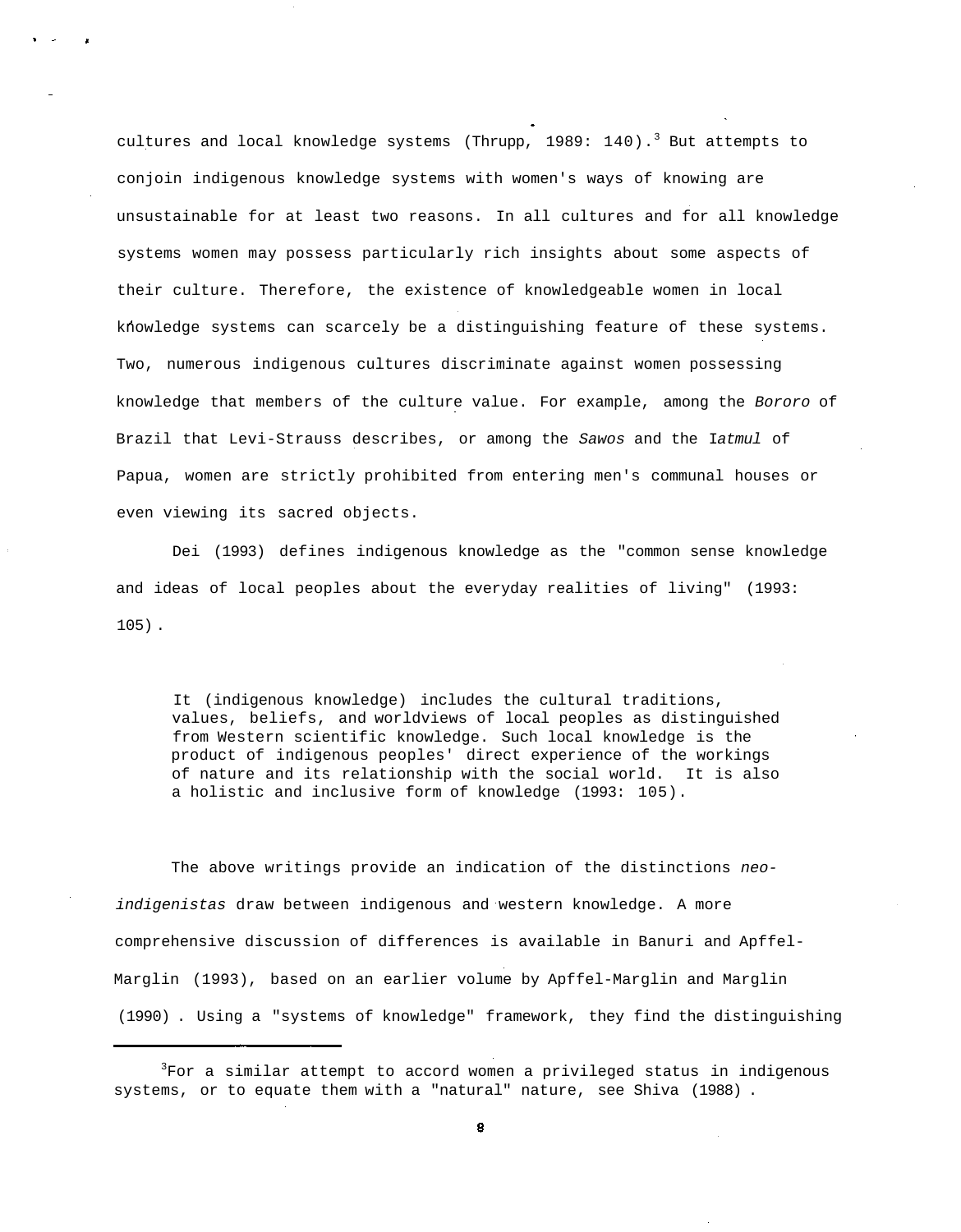cultures and local knowledge systems (Thrupp, 1989: 140).[3] But attempts to conjoin indigenous knowledge systems with women's ways of knowing are unsustainable for at least two reasons. In all cultures and for all knowledge systems women may possess particularly rich insights about some aspects of their culture. Therefore, the existence of knowledgeable women in local knowledge systems can scarcely be a distinguishing feature of these systems. Two, numerous indigenous cultures discriminate against women possessing knowledge that members of the culture value. For example, among the *Bororo* of Brazil that Levi-Strauss describes, or among the *Sawos* and the I*atmul* of Papua, women are strictly prohibited from entering men's communal houses or even viewing its sacred objects.

Dei (1993) defines indigenous knowledge as the "common sense knowledge and ideas of local peoples about the everyday realities of living" (1993: 105).

> It (indigenous knowledge) includes the cultural traditions, values, beliefs, and worldviews of local peoples as distinguished from Western scientific knowledge. Such local knowledge is the product of indigenous peoples' direct experience of the workings of nature and its relationship with the social world. It is also a holistic and inclusive form of knowledge (1993: 105).

The above writings provide an indication of the distinctions *neo-indigenistas* draw between indigenous and western knowledge. A more comprehensive discussion of differences is available in Banuri and Apffel-Marglin (1993), based on an earlier volume by Apffel-Marglin and Marglin (1990). Using a "systems of knowledge" framework, they find the distinguishing

---

[3]For a similar attempt to accord women a privileged status in indigenous systems, or to equate them with a "natural" nature, see Shiva (1988).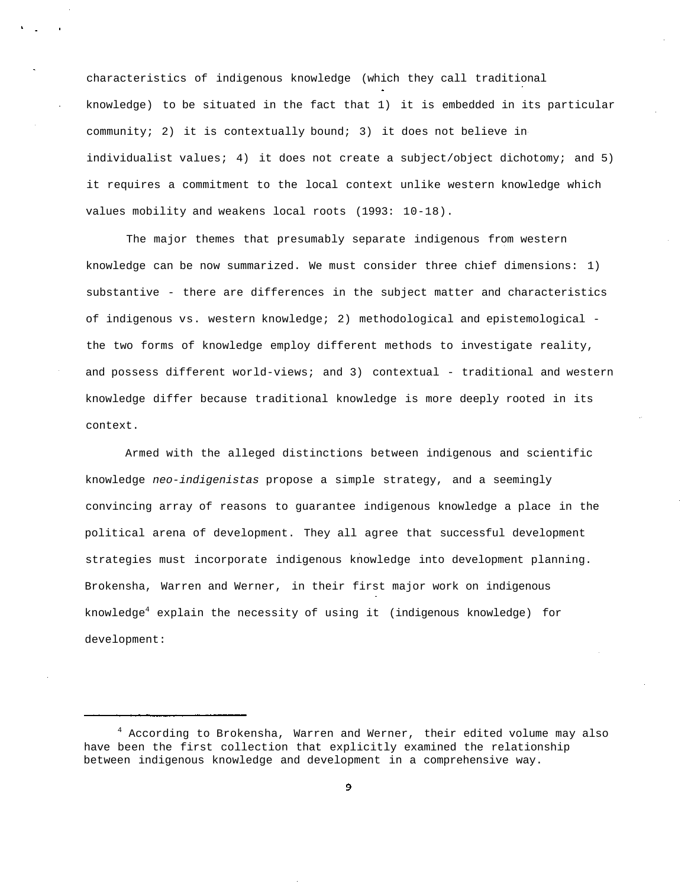characteristics of indigenous knowledge (which they call traditional knowledge) to be situated in the fact that 1) it is embedded in its particular community; 2) it is contextually bound; 3) it does not believe in individualist values; 4) it does not create a subject/object dichotomy; and 5) it requires a commitment to the local context unlike western knowledge which values mobility and weakens local roots (1993: 10-18).

The major themes that presumably separate indigenous from western knowledge can be now summarized. We must consider three chief dimensions: 1) substantive - there are differences in the subject matter and characteristics of indigenous vs. western knowledge; 2) methodological and epistemological - the two forms of knowledge employ different methods to investigate reality, and possess different world-views; and 3) contextual - traditional and western knowledge differ because traditional knowledge is more deeply rooted in its context.

Armed with the alleged distinctions between indigenous and scientific knowledge *neo-indigenistas* propose a simple strategy, and a seemingly convincing array of reasons to guarantee indigenous knowledge a place in the political arena of development. They all agree that successful development strategies must incorporate indigenous knowledge into development planning. Brokensha, Warren and Werner, in their first major work on indigenous knowledge[4] explain the necessity of using it (indigenous knowledge) for development:

---

[4] According to Brokensha, Warren and Werner, their edited volume may also have been the first collection that explicitly examined the relationship between indigenous knowledge and development in a comprehensive way.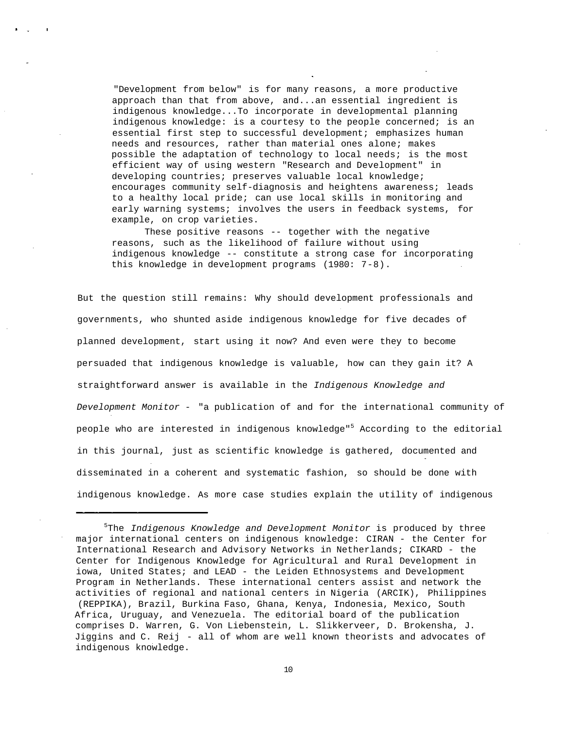> "Development from below" is for many reasons, a more productive approach than that from above, and...an essential ingredient is indigenous knowledge...To incorporate in developmental planning indigenous knowledge: is a courtesy to the people concerned; is an essential first step to successful development; emphasizes human needs and resources, rather than material ones alone; makes possible the adaptation of technology to local needs; is the most efficient way of using western "Research and Development" in developing countries; preserves valuable local knowledge; encourages community self-diagnosis and heightens awareness; leads to a healthy local pride; can use local skills in monitoring and early warning systems; involves the users in feedback systems, for example, on crop varieties.
>
> These positive reasons -- together with the negative reasons, such as the likelihood of failure without using indigenous knowledge -- constitute a strong case for incorporating this knowledge in development programs (1980: 7-8).

But the question still remains: Why should development professionals and governments, who shunted aside indigenous knowledge for five decades of planned development, start using it now? And even were they to become persuaded that indigenous knowledge is valuable, how can they gain it? A straightforward answer is available in the *Indigenous Knowledge and Development Monitor* - "a publication of and for the international community of people who are interested in indigenous knowledge"[5] According to the editorial in this journal, just as scientific knowledge is gathered, documented and disseminated in a coherent and systematic fashion, so should be done with indigenous knowledge. As more case studies explain the utility of indigenous

---

[5]The *Indigenous Knowledge and Development Monitor* is produced by three major international centers on indigenous knowledge: CIRAN - the Center for International Research and Advisory Networks in Netherlands; CIKARD - the Center for Indigenous Knowledge for Agricultural and Rural Development in iowa, United States; and LEAD - the Leiden Ethnosystems and Development Program in Netherlands. These international centers assist and network the activities of regional and national centers in Nigeria (ARCIK), Philippines (REPPIKA), Brazil, Burkina Faso, Ghana, Kenya, Indonesia, Mexico, South Africa, Uruguay, and Venezuela. The editorial board of the publication comprises D. Warren, G. Von Liebenstein, L. Slikkerveer, D. Brokensha, J. Jiggins and C. Reij - all of whom are well known theorists and advocates of indigenous knowledge.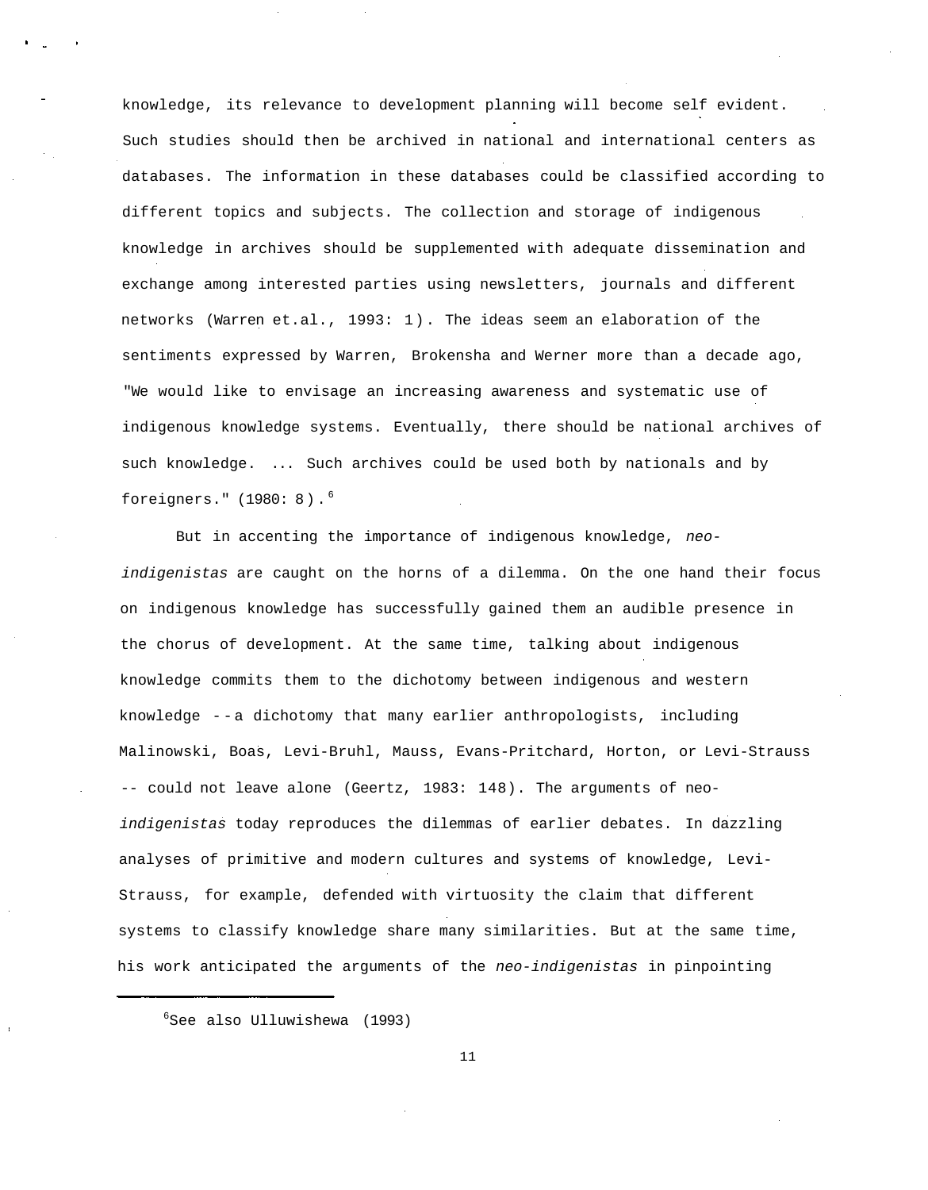knowledge, its relevance to development planning will become self evident. Such studies should then be archived in national and international centers as databases. The information in these databases could be classified according to different topics and subjects. The collection and storage of indigenous knowledge in archives should be supplemented with adequate dissemination and exchange among interested parties using newsletters, journals and different networks (Warren et.al., 1993: 1). The ideas seem an elaboration of the sentiments expressed by Warren, Brokensha and Werner more than a decade ago, "We would like to envisage an increasing awareness and systematic use of indigenous knowledge systems. Eventually, there should be national archives of such knowledge. ... Such archives could be used both by nationals and by foreigners." (1980: 8).[6]

But in accenting the importance of indigenous knowledge, *neo-indigenistas* are caught on the horns of a dilemma. On the one hand their focus on indigenous knowledge has successfully gained them an audible presence in the chorus of development. At the same time, talking about indigenous knowledge commits them to the dichotomy between indigenous and western knowledge --a dichotomy that many earlier anthropologists, including Malinowski, Boas, Levi-Bruhl, Mauss, Evans-Pritchard, Horton, or Levi-Strauss -- could not leave alone (Geertz, 1983: 148). The arguments of neo-*indigenistas* today reproduces the dilemmas of earlier debates. In dazzling analyses of primitive and modern cultures and systems of knowledge, Levi-Strauss, for example, defended with virtuosity the claim that different systems to classify knowledge share many similarities. But at the same time, his work anticipated the arguments of the *neo-indigenistas* in pinpointing

[6] See also Ulluwishewa (1993)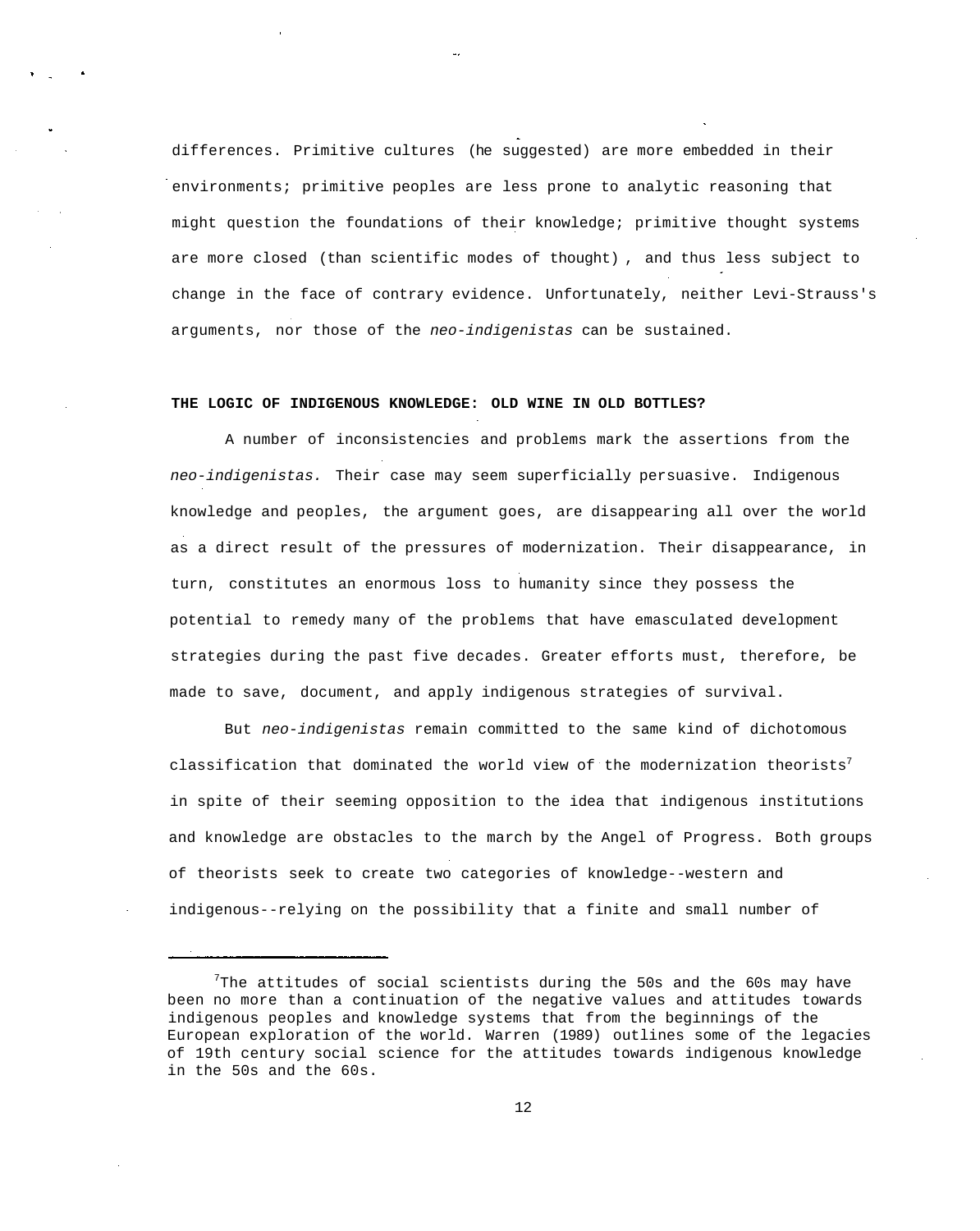differences. Primitive cultures (he suggested) are more embedded in their environments; primitive peoples are less prone to analytic reasoning that might question the foundations of their knowledge; primitive thought systems are more closed (than scientific modes of thought), and thus less subject to change in the face of contrary evidence. Unfortunately, neither Levi-Strauss's arguments, nor those of the *neo-indigenistas* can be sustained.

### THE LOGIC OF INDIGENOUS KNOWLEDGE: OLD WINE IN OLD BOTTLES?

A number of inconsistencies and problems mark the assertions from the *neo-indigenistas.* Their case may seem superficially persuasive. Indigenous knowledge and peoples, the argument goes, are disappearing all over the world as a direct result of the pressures of modernization. Their disappearance, in turn, constitutes an enormous loss to humanity since they possess the potential to remedy many of the problems that have emasculated development strategies during the past five decades. Greater efforts must, therefore, be made to save, document, and apply indigenous strategies of survival.

But *neo-indigenistas* remain committed to the same kind of dichotomous classification that dominated the world view of the modernization theorists[7] in spite of their seeming opposition to the idea that indigenous institutions and knowledge are obstacles to the march by the Angel of Progress. Both groups of theorists seek to create two categories of knowledge--western and indigenous--relying on the possibility that a finite and small number of

---

[7]The attitudes of social scientists during the 50s and the 60s may have been no more than a continuation of the negative values and attitudes towards indigenous peoples and knowledge systems that from the beginnings of the European exploration of the world. Warren (1989) outlines some of the legacies of 19th century social science for the attitudes towards indigenous knowledge in the 50s and the 60s.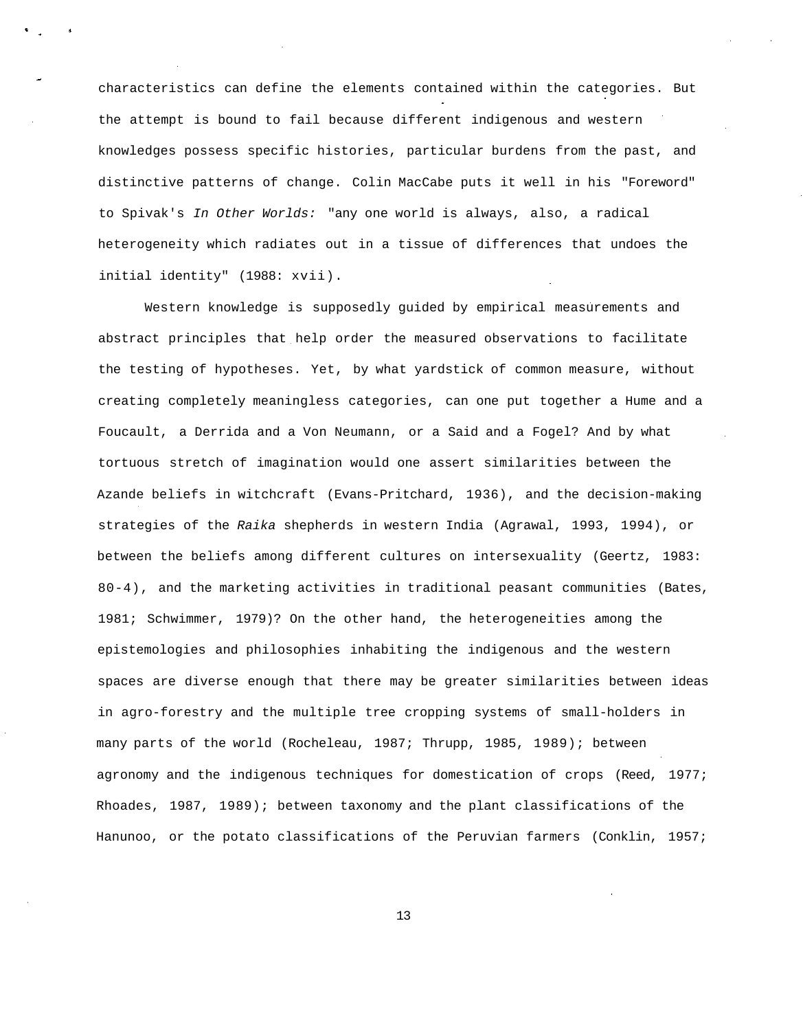characteristics can define the elements contained within the categories. But the attempt is bound to fail because different indigenous and western knowledges possess specific histories, particular burdens from the past, and distinctive patterns of change. Colin MacCabe puts it well in his "Foreword" to Spivak's *In Other Worlds:* "any one world is always, also, a radical heterogeneity which radiates out in a tissue of differences that undoes the initial identity" (1988: xvii).

Western knowledge is supposedly guided by empirical measurements and abstract principles that help order the measured observations to facilitate the testing of hypotheses. Yet, by what yardstick of common measure, without creating completely meaningless categories, can one put together a Hume and a Foucault, a Derrida and a Von Neumann, or a Said and a Fogel? And by what tortuous stretch of imagination would one assert similarities between the Azande beliefs in witchcraft (Evans-Pritchard, 1936), and the decision-making strategies of the *Raika* shepherds in western India (Agrawal, 1993, 1994), or between the beliefs among different cultures on intersexuality (Geertz, 1983: 80-4), and the marketing activities in traditional peasant communities (Bates, 1981; Schwimmer, 1979)? On the other hand, the heterogeneities among the epistemologies and philosophies inhabiting the indigenous and the western spaces are diverse enough that there may be greater similarities between ideas in agro-forestry and the multiple tree cropping systems of small-holders in many parts of the world (Rocheleau, 1987; Thrupp, 1985, 1989); between agronomy and the indigenous techniques for domestication of crops (Reed, 1977; Rhoades, 1987, 1989); between taxonomy and the plant classifications of the Hanunoo, or the potato classifications of the Peruvian farmers (Conklin, 1957;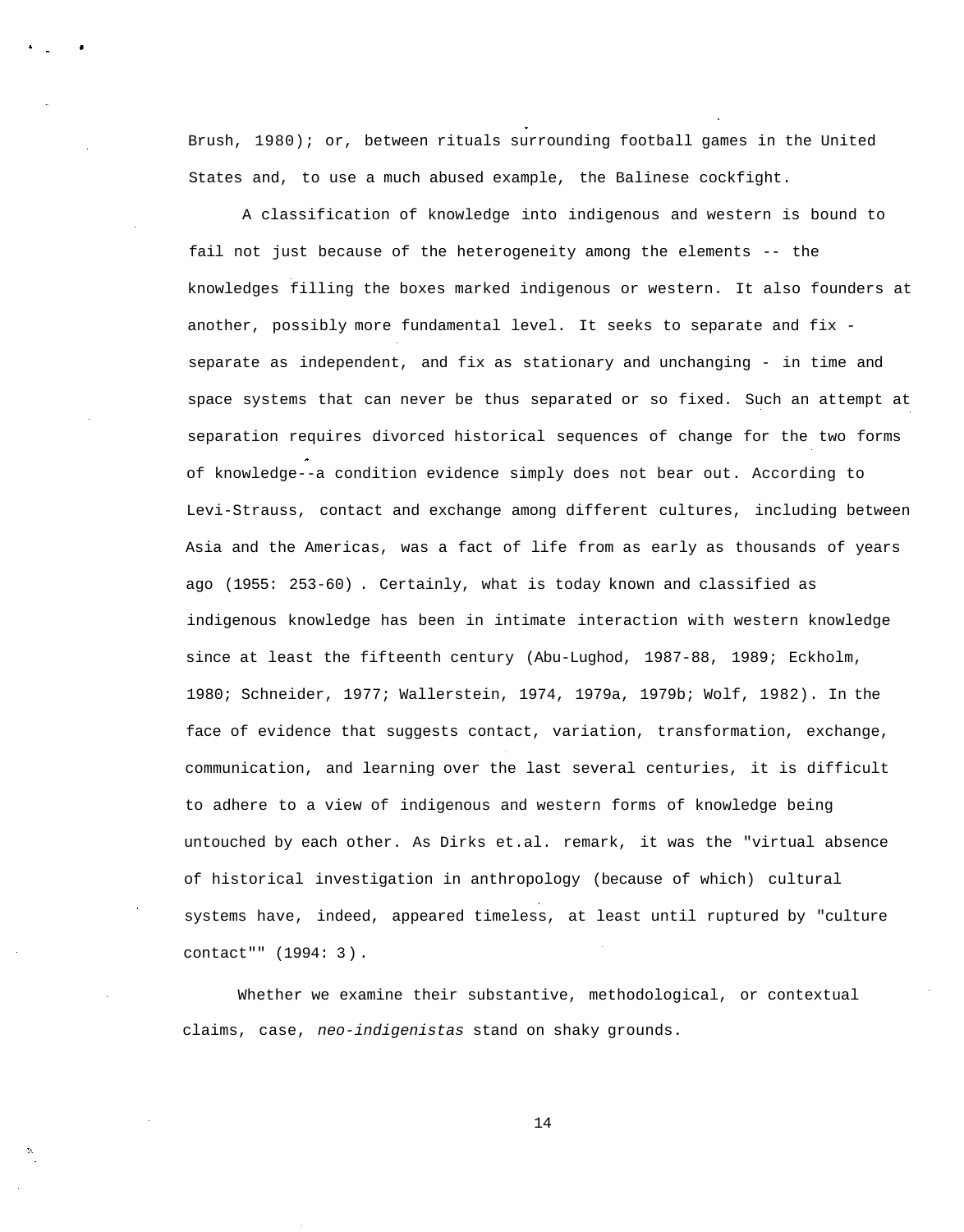Brush, 1980); or, between rituals surrounding football games in the United States and, to use a much abused example, the Balinese cockfight.

A classification of knowledge into indigenous and western is bound to fail not just because of the heterogeneity among the elements -- the knowledges filling the boxes marked indigenous or western. It also founders at another, possibly more fundamental level. It seeks to separate and fix - separate as independent, and fix as stationary and unchanging - in time and space systems that can never be thus separated or so fixed. Such an attempt at separation requires divorced historical sequences of change for the two forms of knowledge--a condition evidence simply does not bear out. According to Levi-Strauss, contact and exchange among different cultures, including between Asia and the Americas, was a fact of life from as early as thousands of years ago (1955: 253-60) . Certainly, what is today known and classified as indigenous knowledge has been in intimate interaction with western knowledge since at least the fifteenth century (Abu-Lughod, 1987-88, 1989; Eckholm, 1980; Schneider, 1977; Wallerstein, 1974, 1979a, 1979b; Wolf, 1982). In the face of evidence that suggests contact, variation, transformation, exchange, communication, and learning over the last several centuries, it is difficult to adhere to a view of indigenous and western forms of knowledge being untouched by each other. As Dirks et.al. remark, it was the "virtual absence of historical investigation in anthropology (because of which) cultural systems have, indeed, appeared timeless, at least until ruptured by "culture contact"" (1994: 3).

Whether we examine their substantive, methodological, or contextual claims, case, *neo-indigenistas* stand on shaky grounds.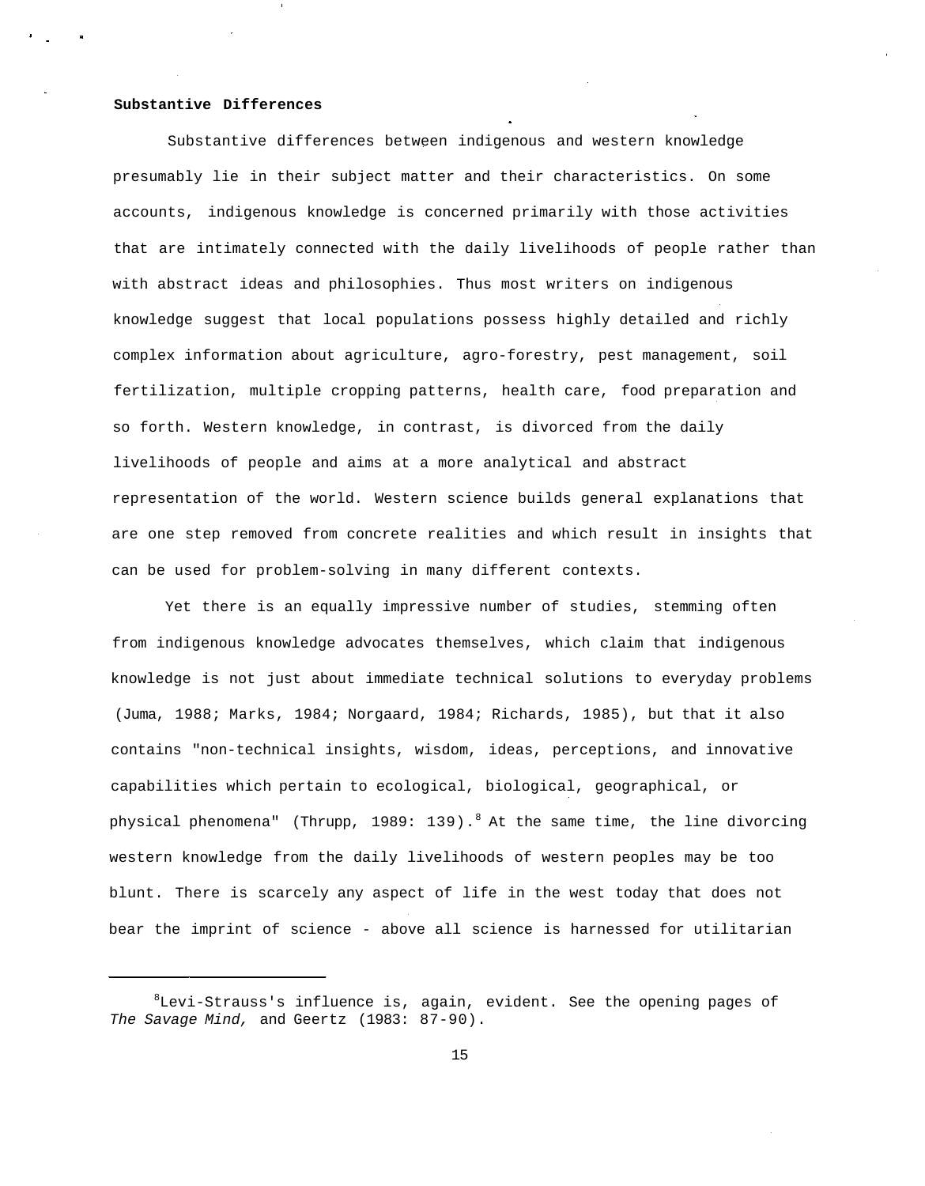**Substantive Differences**

Substantive differences between indigenous and western knowledge presumably lie in their subject matter and their characteristics. On some accounts, indigenous knowledge is concerned primarily with those activities that are intimately connected with the daily livelihoods of people rather than with abstract ideas and philosophies. Thus most writers on indigenous knowledge suggest that local populations possess highly detailed and richly complex information about agriculture, agro-forestry, pest management, soil fertilization, multiple cropping patterns, health care, food preparation and so forth. Western knowledge, in contrast, is divorced from the daily livelihoods of people and aims at a more analytical and abstract representation of the world. Western science builds general explanations that are one step removed from concrete realities and which result in insights that can be used for problem-solving in many different contexts.

Yet there is an equally impressive number of studies, stemming often from indigenous knowledge advocates themselves, which claim that indigenous knowledge is not just about immediate technical solutions to everyday problems (Juma, 1988; Marks, 1984; Norgaard, 1984; Richards, 1985), but that it also contains "non-technical insights, wisdom, ideas, perceptions, and innovative capabilities which pertain to ecological, biological, geographical, or physical phenomena" (Thrupp, 1989: 139).[8] At the same time, the line divorcing western knowledge from the daily livelihoods of western peoples may be too blunt. There is scarcely any aspect of life in the west today that does not bear the imprint of science - above all science is harnessed for utilitarian

---

[8]Levi-Strauss's influence is, again, evident. See the opening pages of *The Savage Mind,* and Geertz (1983: 87-90).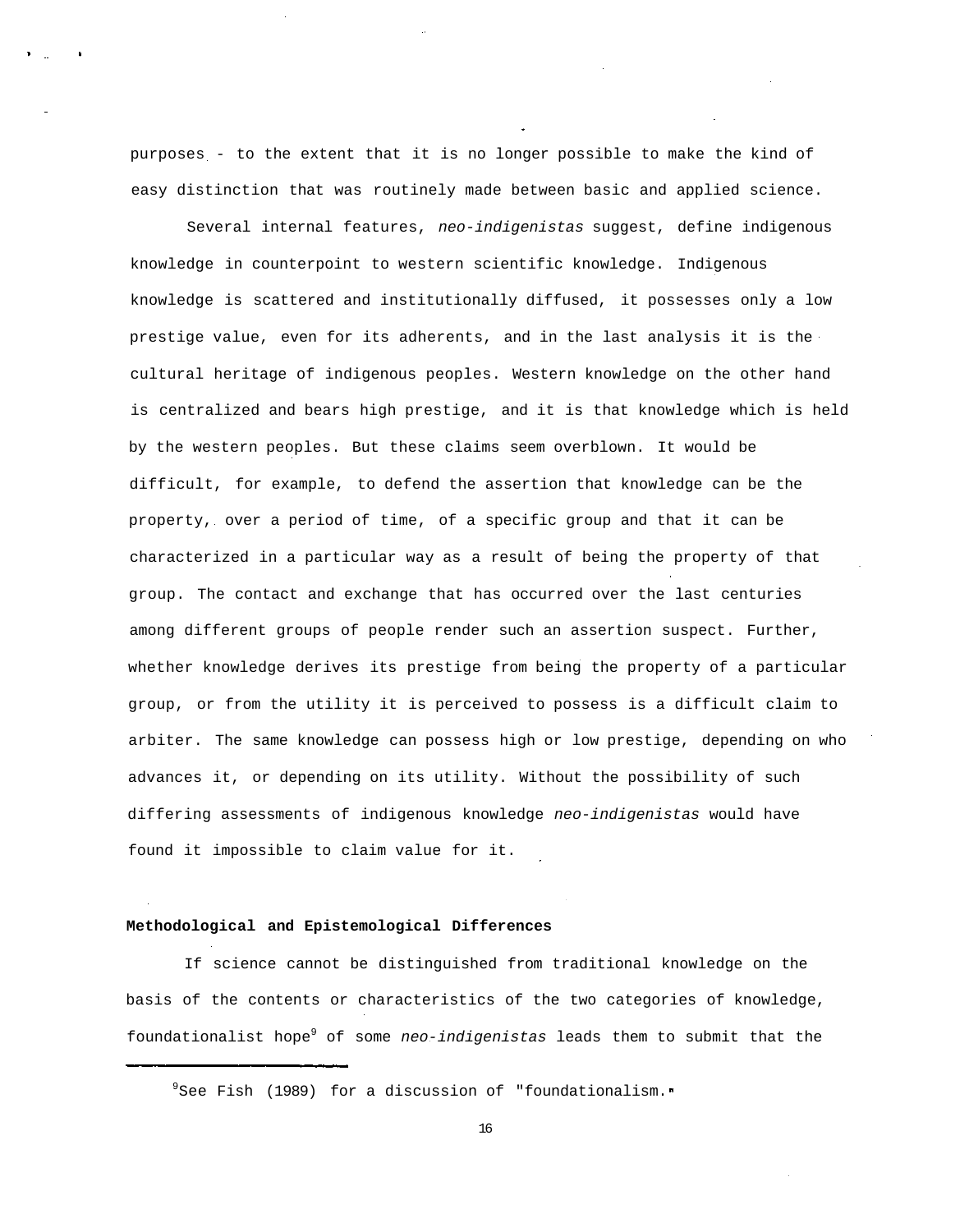purposes - to the extent that it is no longer possible to make the kind of easy distinction that was routinely made between basic and applied science.

Several internal features, *neo-indigenistas* suggest, define indigenous knowledge in counterpoint to western scientific knowledge. Indigenous knowledge is scattered and institutionally diffused, it possesses only a low prestige value, even for its adherents, and in the last analysis it is the cultural heritage of indigenous peoples. Western knowledge on the other hand is centralized and bears high prestige, and it is that knowledge which is held by the western peoples. But these claims seem overblown. It would be difficult, for example, to defend the assertion that knowledge can be the property, over a period of time, of a specific group and that it can be characterized in a particular way as a result of being the property of that group. The contact and exchange that has occurred over the last centuries among different groups of people render such an assertion suspect. Further, whether knowledge derives its prestige from being the property of a particular group, or from the utility it is perceived to possess is a difficult claim to arbiter. The same knowledge can possess high or low prestige, depending on who advances it, or depending on its utility. Without the possibility of such differing assessments of indigenous knowledge *neo-indigenistas* would have found it impossible to claim value for it.

**Methodological and Epistemological Differences**

If science cannot be distinguished from traditional knowledge on the basis of the contents or characteristics of the two categories of knowledge, foundationalist hope[9] of some *neo-indigenistas* leads them to submit that the

[9]See Fish (1989) for a discussion of "foundationalism."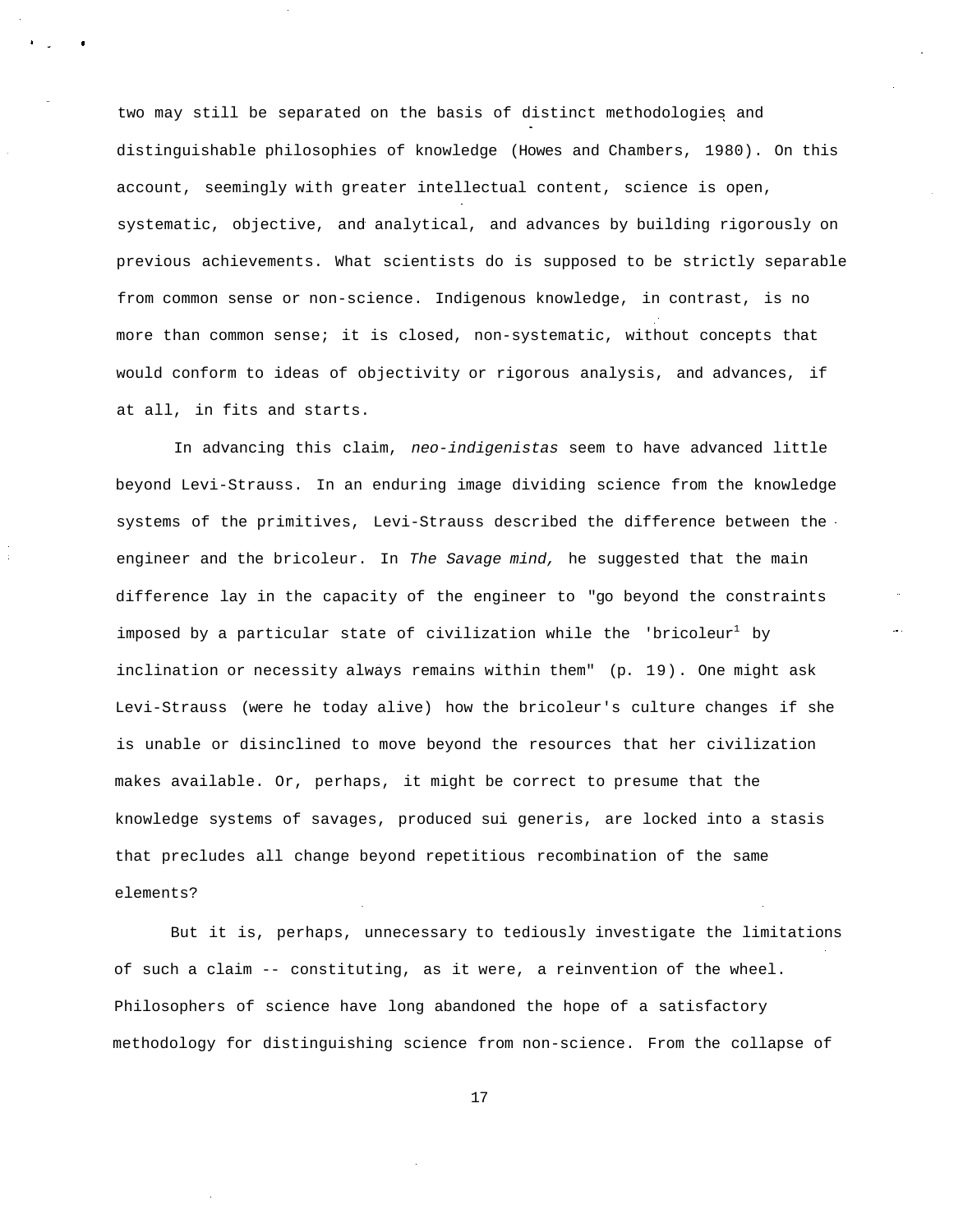two may still be separated on the basis of distinct methodologies and distinguishable philosophies of knowledge (Howes and Chambers, 1980). On this account, seemingly with greater intellectual content, science is open, systematic, objective, and analytical, and advances by building rigorously on previous achievements. What scientists do is supposed to be strictly separable from common sense or non-science. Indigenous knowledge, in contrast, is no more than common sense; it is closed, non-systematic, without concepts that would conform to ideas of objectivity or rigorous analysis, and advances, if at all, in fits and starts.

In advancing this claim, *neo-indigenistas* seem to have advanced little beyond Levi-Strauss. In an enduring image dividing science from the knowledge systems of the primitives, Levi-Strauss described the difference between the engineer and the bricoleur. In *The Savage mind,* he suggested that the main difference lay in the capacity of the engineer to "go beyond the constraints imposed by a particular state of civilization while the 'bricoleur[1] by inclination or necessity always remains within them" (p. 19). One might ask Levi-Strauss (were he today alive) how the bricoleur's culture changes if she is unable or disinclined to move beyond the resources that her civilization makes available. Or, perhaps, it might be correct to presume that the knowledge systems of savages, produced sui generis, are locked into a stasis that precludes all change beyond repetitious recombination of the same elements?

But it is, perhaps, unnecessary to tediously investigate the limitations of such a claim -- constituting, as it were, a reinvention of the wheel. Philosophers of science have long abandoned the hope of a satisfactory methodology for distinguishing science from non-science. From the collapse of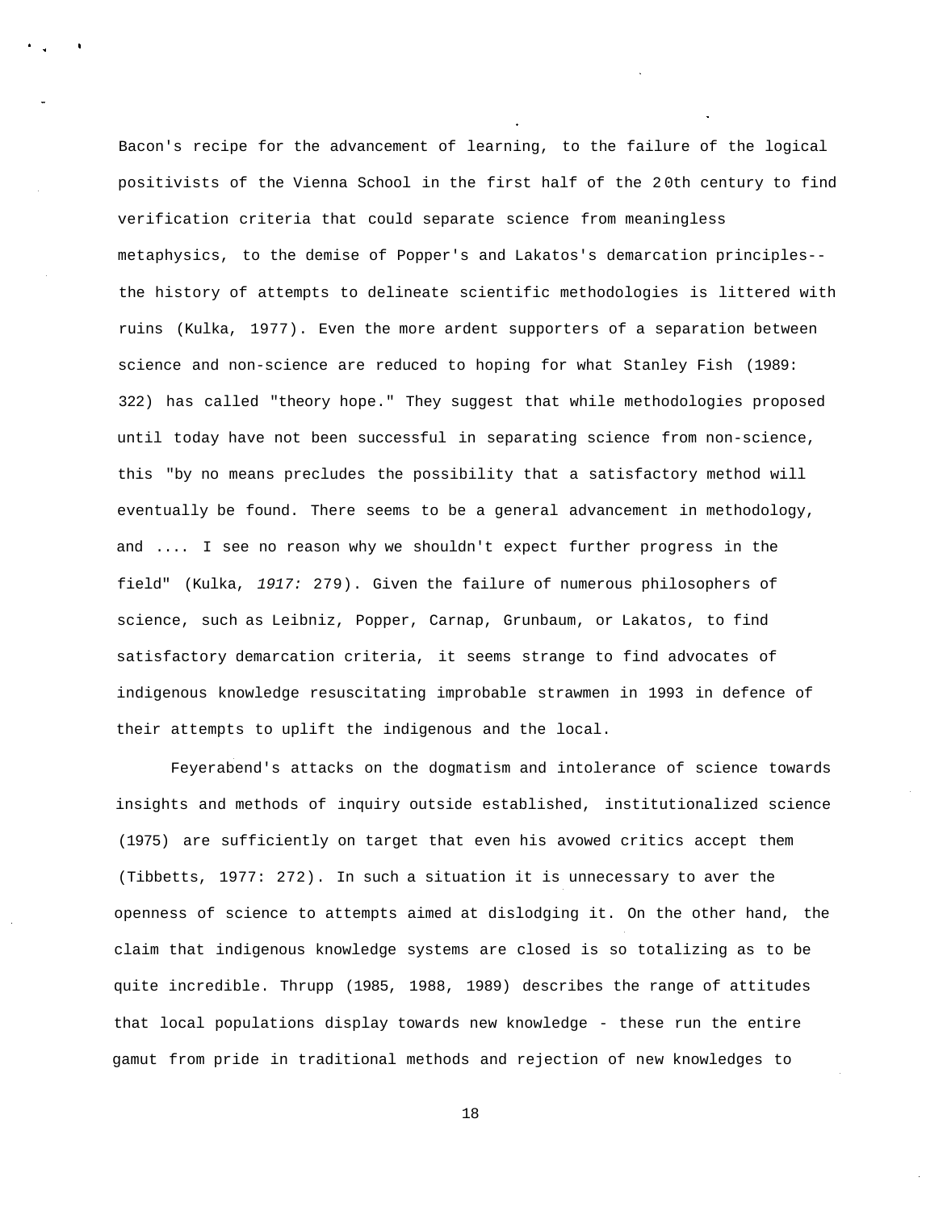Bacon's recipe for the advancement of learning, to the failure of the logical positivists of the Vienna School in the first half of the 20th century to find verification criteria that could separate science from meaningless metaphysics, to the demise of Popper's and Lakatos's demarcation principles--the history of attempts to delineate scientific methodologies is littered with ruins (Kulka, 1977). Even the more ardent supporters of a separation between science and non-science are reduced to hoping for what Stanley Fish (1989: 322) has called "theory hope." They suggest that while methodologies proposed until today have not been successful in separating science from non-science, this "by no means precludes the possibility that a satisfactory method will eventually be found. There seems to be a general advancement in methodology, and .... I see no reason why we shouldn't expect further progress in the field" (Kulka, *1917:* 279). Given the failure of numerous philosophers of science, such as Leibniz, Popper, Carnap, Grunbaum, or Lakatos, to find satisfactory demarcation criteria, it seems strange to find advocates of indigenous knowledge resuscitating improbable strawmen in 1993 in defence of their attempts to uplift the indigenous and the local.

Feyerabend's attacks on the dogmatism and intolerance of science towards insights and methods of inquiry outside established, institutionalized science (1975) are sufficiently on target that even his avowed critics accept them (Tibbetts, 1977: 272). In such a situation it is unnecessary to aver the openness of science to attempts aimed at dislodging it. On the other hand, the claim that indigenous knowledge systems are closed is so totalizing as to be quite incredible. Thrupp (1985, 1988, 1989) describes the range of attitudes that local populations display towards new knowledge - these run the entire gamut from pride in traditional methods and rejection of new knowledges to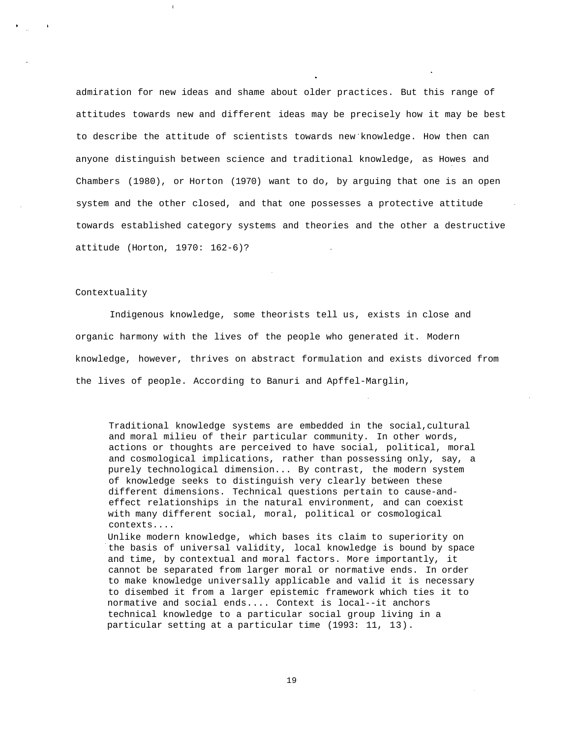admiration for new ideas and shame about older practices. But this range of attitudes towards new and different ideas may be precisely how it may be best to describe the attitude of scientists towards new knowledge. How then can anyone distinguish between science and traditional knowledge, as Howes and Chambers (1980), or Horton (1970) want to do, by arguing that one is an open system and the other closed, and that one possesses a protective attitude towards established category systems and theories and the other a destructive attitude (Horton, 1970: 162-6)?

## Contextuality

Indigenous knowledge, some theorists tell us, exists in close and organic harmony with the lives of the people who generated it. Modern knowledge, however, thrives on abstract formulation and exists divorced from the lives of people. According to Banuri and Apffel-Marglin,

> Traditional knowledge systems are embedded in the social,cultural and moral milieu of their particular community. In other words, actions or thoughts are perceived to have social, political, moral and cosmological implications, rather than possessing only, say, a purely technological dimension... By contrast, the modern system of knowledge seeks to distinguish very clearly between these different dimensions. Technical questions pertain to cause-and-effect relationships in the natural environment, and can coexist with many different social, moral, political or cosmological contexts....
>
> Unlike modern knowledge, which bases its claim to superiority on the basis of universal validity, local knowledge is bound by space and time, by contextual and moral factors. More importantly, it cannot be separated from larger moral or normative ends. In order to make knowledge universally applicable and valid it is necessary to disembed it from a larger epistemic framework which ties it to normative and social ends.... Context is local--it anchors technical knowledge to a particular social group living in a particular setting at a particular time (1993: 11, 13).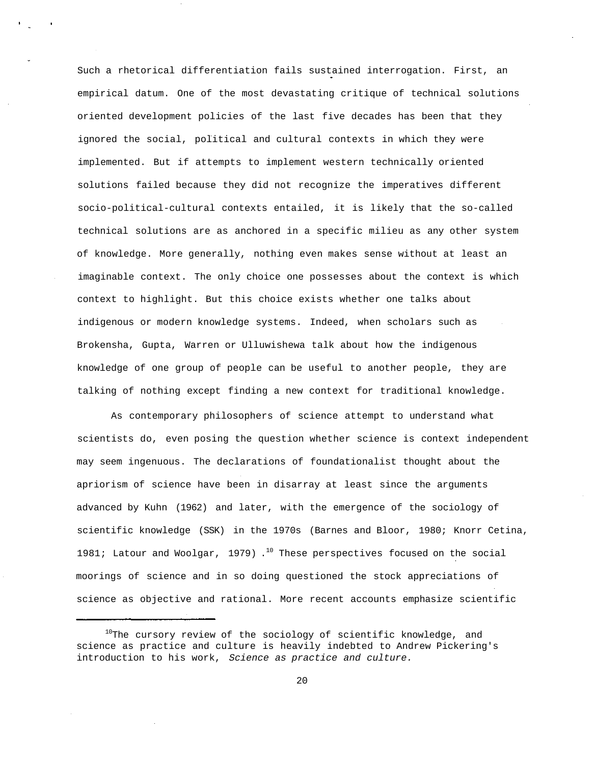Such a rhetorical differentiation fails sustained interrogation. First, an empirical datum. One of the most devastating critique of technical solutions oriented development policies of the last five decades has been that they ignored the social, political and cultural contexts in which they were implemented. But if attempts to implement western technically oriented solutions failed because they did not recognize the imperatives different socio-political-cultural contexts entailed, it is likely that the so-called technical solutions are as anchored in a specific milieu as any other system of knowledge. More generally, nothing even makes sense without at least an imaginable context. The only choice one possesses about the context is which context to highlight. But this choice exists whether one talks about indigenous or modern knowledge systems. Indeed, when scholars such as Brokensha, Gupta, Warren or Ulluwishewa talk about how the indigenous knowledge of one group of people can be useful to another people, they are talking of nothing except finding a new context for traditional knowledge.

As contemporary philosophers of science attempt to understand what scientists do, even posing the question whether science is context independent may seem ingenuous. The declarations of foundationalist thought about the apriorism of science have been in disarray at least since the arguments advanced by Kuhn (1962) and later, with the emergence of the sociology of scientific knowledge (SSK) in the 1970s (Barnes and Bloor, 1980; Knorr Cetina, 1981; Latour and Woolgar, 1979).[10] These perspectives focused on the social moorings of science and in so doing questioned the stock appreciations of science as objective and rational. More recent accounts emphasize scientific

[10]The cursory review of the sociology of scientific knowledge, and science as practice and culture is heavily indebted to Andrew Pickering's introduction to his work, *Science as practice and culture.*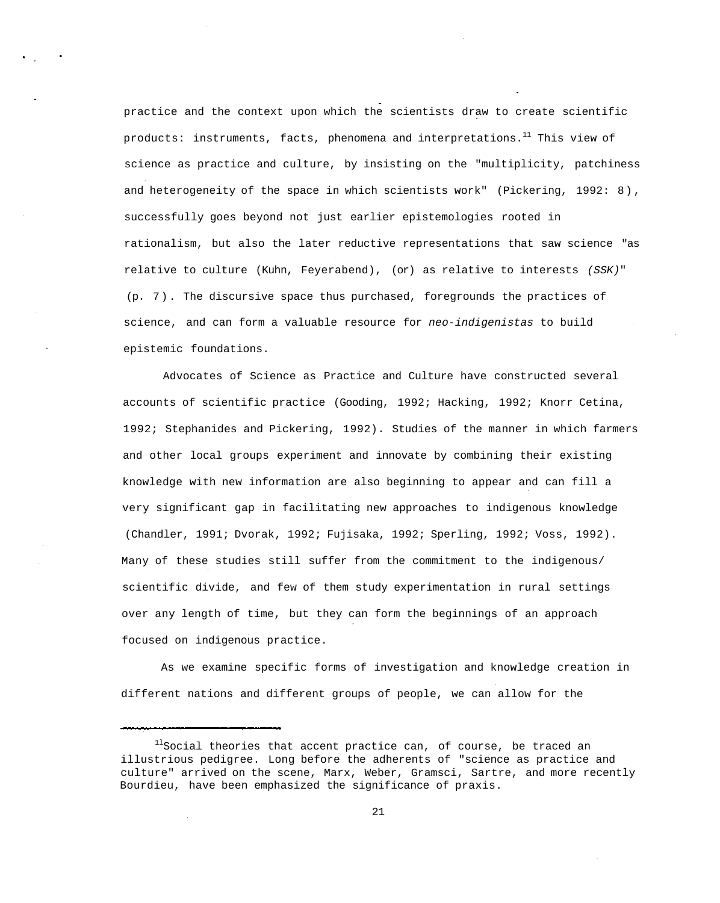practice and the context upon which the scientists draw to create scientific products: instruments, facts, phenomena and interpretations.[11] This view of science as practice and culture, by insisting on the "multiplicity, patchiness and heterogeneity of the space in which scientists work" (Pickering, 1992: 8), successfully goes beyond not just earlier epistemologies rooted in rationalism, but also the later reductive representations that saw science "as relative to culture (Kuhn, Feyerabend), (or) as relative to interests *(SSK)*" (p. 7). The discursive space thus purchased, foregrounds the practices of science, and can form a valuable resource for *neo-indigenistas* to build epistemic foundations.

Advocates of Science as Practice and Culture have constructed several accounts of scientific practice (Gooding, 1992; Hacking, 1992; Knorr Cetina, 1992; Stephanides and Pickering, 1992). Studies of the manner in which farmers and other local groups experiment and innovate by combining their existing knowledge with new information are also beginning to appear and can fill a very significant gap in facilitating new approaches to indigenous knowledge (Chandler, 1991; Dvorak, 1992; Fujisaka, 1992; Sperling, 1992; Voss, 1992). Many of these studies still suffer from the commitment to the indigenous/scientific divide, and few of them study experimentation in rural settings over any length of time, but they can form the beginnings of an approach focused on indigenous practice.

As we examine specific forms of investigation and knowledge creation in different nations and different groups of people, we can allow for the

[11]Social theories that accent practice can, of course, be traced an illustrious pedigree. Long before the adherents of "science as practice and culture" arrived on the scene, Marx, Weber, Gramsci, Sartre, and more recently Bourdieu, have been emphasized the significance of praxis.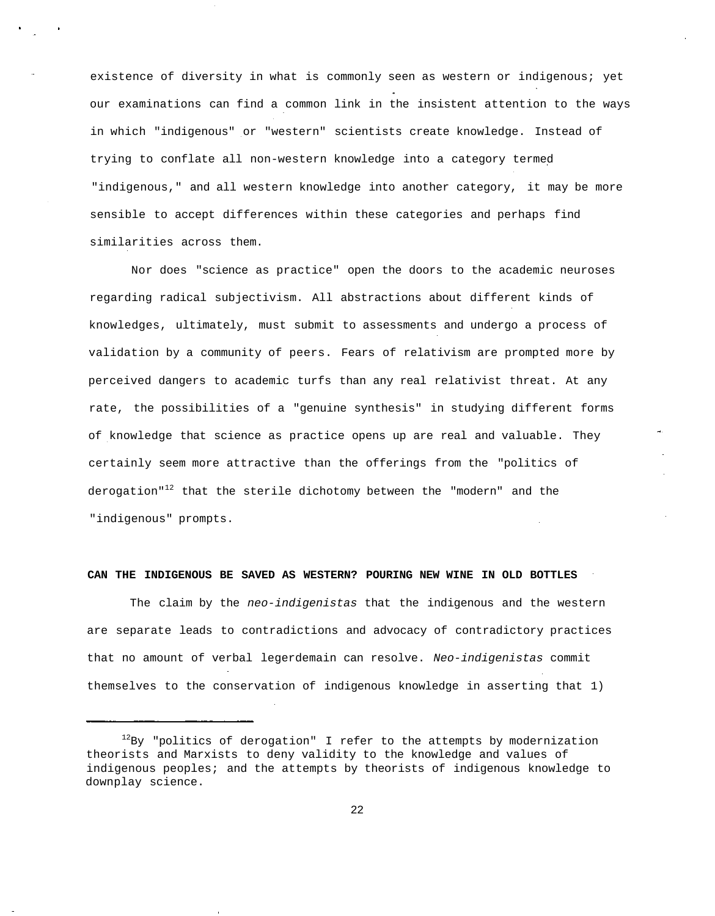existence of diversity in what is commonly seen as western or indigenous; yet our examinations can find a common link in the insistent attention to the ways in which "indigenous" or "western" scientists create knowledge. Instead of trying to conflate all non-western knowledge into a category termed "indigenous," and all western knowledge into another category, it may be more sensible to accept differences within these categories and perhaps find similarities across them.

Nor does "science as practice" open the doors to the academic neuroses regarding radical subjectivism. All abstractions about different kinds of knowledges, ultimately, must submit to assessments and undergo a process of validation by a community of peers. Fears of relativism are prompted more by perceived dangers to academic turfs than any real relativist threat. At any rate, the possibilities of a "genuine synthesis" in studying different forms of knowledge that science as practice opens up are real and valuable. They certainly seem more attractive than the offerings from the "politics of derogation"[12] that the sterile dichotomy between the "modern" and the "indigenous" prompts.

## CAN THE INDIGENOUS BE SAVED AS WESTERN? POURING NEW WINE IN OLD BOTTLES

The claim by the *neo-indigenistas* that the indigenous and the western are separate leads to contradictions and advocacy of contradictory practices that no amount of verbal legerdemain can resolve. *Neo-indigenistas* commit themselves to the conservation of indigenous knowledge in asserting that 1)

---

[12]By "politics of derogation" I refer to the attempts by modernization theorists and Marxists to deny validity to the knowledge and values of indigenous peoples; and the attempts by theorists of indigenous knowledge to downplay science.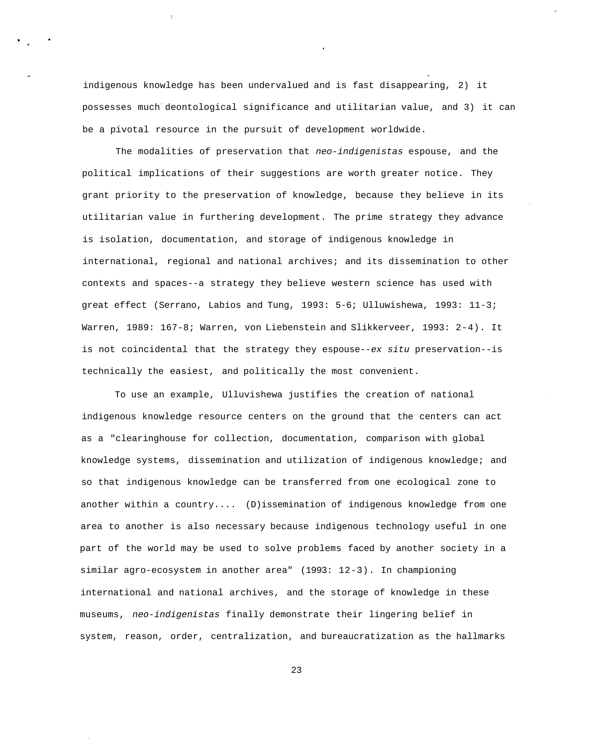indigenous knowledge has been undervalued and is fast disappearing, 2) it possesses much deontological significance and utilitarian value, and 3) it can be a pivotal resource in the pursuit of development worldwide.

The modalities of preservation that *neo-indigenistas* espouse, and the political implications of their suggestions are worth greater notice. They grant priority to the preservation of knowledge, because they believe in its utilitarian value in furthering development. The prime strategy they advance is isolation, documentation, and storage of indigenous knowledge in international, regional and national archives; and its dissemination to other contexts and spaces--a strategy they believe western science has used with great effect (Serrano, Labios and Tung, 1993: 5-6; Ulluwishewa, 1993: 11-3; Warren, 1989: 167-8; Warren, von Liebenstein and Slikkerveer, 1993: 2-4). It is not coincidental that the strategy they espouse--*ex situ* preservation--is technically the easiest, and politically the most convenient.

To use an example, Ulluvishewa justifies the creation of national indigenous knowledge resource centers on the ground that the centers can act as a "clearinghouse for collection, documentation, comparison with global knowledge systems, dissemination and utilization of indigenous knowledge; and so that indigenous knowledge can be transferred from one ecological zone to another within a country.... (D)issemination of indigenous knowledge from one area to another is also necessary because indigenous technology useful in one part of the world may be used to solve problems faced by another society in a similar agro-ecosystem in another area" (1993: 12-3). In championing international and national archives, and the storage of knowledge in these museums, *neo-indigenistas* finally demonstrate their lingering belief in system, reason, order, centralization, and bureaucratization as the hallmarks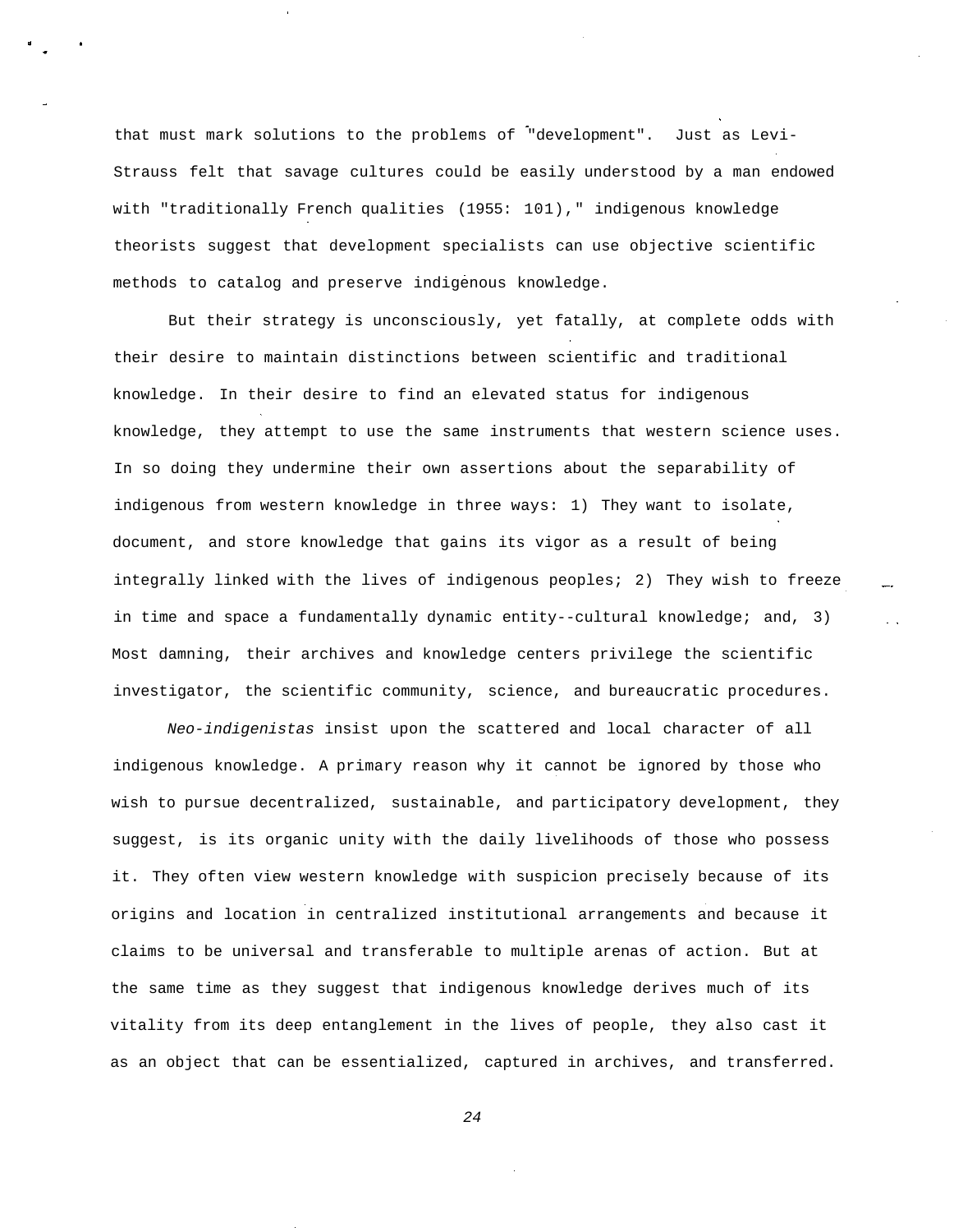that must mark solutions to the problems of "development". Just as Levi-Strauss felt that savage cultures could be easily understood by a man endowed with "traditionally French qualities (1955: 101)," indigenous knowledge theorists suggest that development specialists can use objective scientific methods to catalog and preserve indigenous knowledge.

But their strategy is unconsciously, yet fatally, at complete odds with their desire to maintain distinctions between scientific and traditional knowledge. In their desire to find an elevated status for indigenous knowledge, they attempt to use the same instruments that western science uses. In so doing they undermine their own assertions about the separability of indigenous from western knowledge in three ways: 1) They want to isolate, document, and store knowledge that gains its vigor as a result of being integrally linked with the lives of indigenous peoples; 2) They wish to freeze in time and space a fundamentally dynamic entity--cultural knowledge; and, 3) Most damning, their archives and knowledge centers privilege the scientific investigator, the scientific community, science, and bureaucratic procedures.

*Neo-indigenistas* insist upon the scattered and local character of all indigenous knowledge. A primary reason why it cannot be ignored by those who wish to pursue decentralized, sustainable, and participatory development, they suggest, is its organic unity with the daily livelihoods of those who possess it. They often view western knowledge with suspicion precisely because of its origins and location in centralized institutional arrangements and because it claims to be universal and transferable to multiple arenas of action. But at the same time as they suggest that indigenous knowledge derives much of its vitality from its deep entanglement in the lives of people, they also cast it as an object that can be essentialized, captured in archives, and transferred.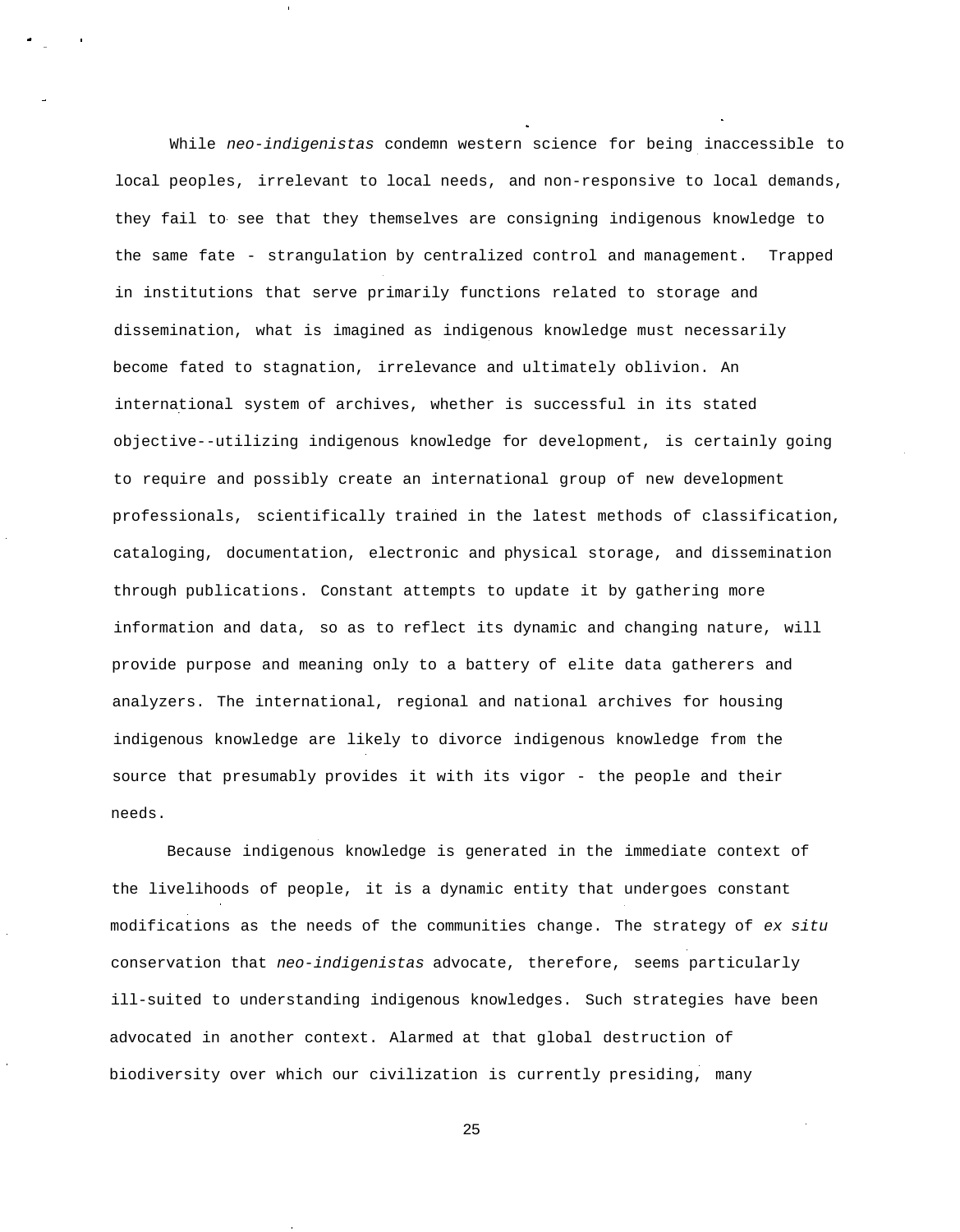While *neo-indigenistas* condemn western science for being inaccessible to local peoples, irrelevant to local needs, and non-responsive to local demands, they fail to see that they themselves are consigning indigenous knowledge to the same fate - strangulation by centralized control and management. Trapped in institutions that serve primarily functions related to storage and dissemination, what is imagined as indigenous knowledge must necessarily become fated to stagnation, irrelevance and ultimately oblivion. An international system of archives, whether is successful in its stated objective--utilizing indigenous knowledge for development, is certainly going to require and possibly create an international group of new development professionals, scientifically trained in the latest methods of classification, cataloging, documentation, electronic and physical storage, and dissemination through publications. Constant attempts to update it by gathering more information and data, so as to reflect its dynamic and changing nature, will provide purpose and meaning only to a battery of elite data gatherers and analyzers. The international, regional and national archives for housing indigenous knowledge are likely to divorce indigenous knowledge from the source that presumably provides it with its vigor - the people and their needs.

Because indigenous knowledge is generated in the immediate context of the livelihoods of people, it is a dynamic entity that undergoes constant modifications as the needs of the communities change. The strategy of *ex situ* conservation that *neo-indigenistas* advocate, therefore, seems particularly ill-suited to understanding indigenous knowledges. Such strategies have been advocated in another context. Alarmed at that global destruction of biodiversity over which our civilization is currently presiding, many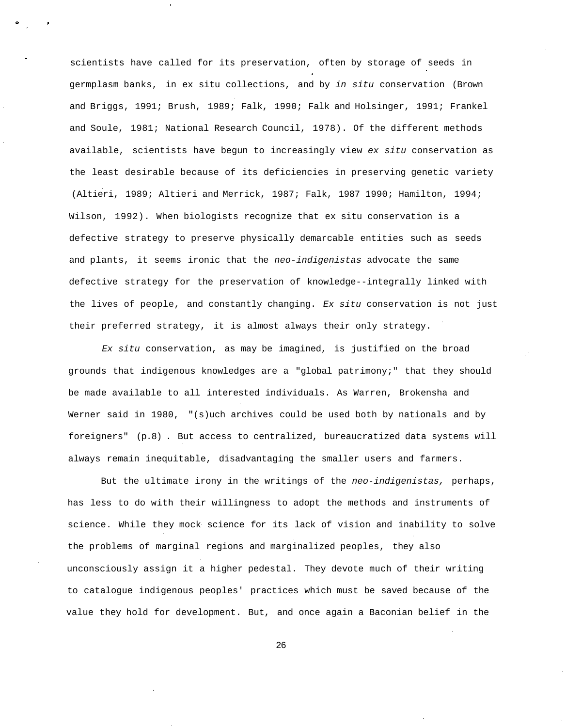scientists have called for its preservation, often by storage of seeds in germplasm banks, in ex situ collections, and by *in situ* conservation (Brown and Briggs, 1991; Brush, 1989; Falk, 1990; Falk and Holsinger, 1991; Frankel and Soule, 1981; National Research Council, 1978). Of the different methods available, scientists have begun to increasingly view *ex situ* conservation as the least desirable because of its deficiencies in preserving genetic variety (Altieri, 1989; Altieri and Merrick, 1987; Falk, 1987 1990; Hamilton, 1994; Wilson, 1992). When biologists recognize that ex situ conservation is a defective strategy to preserve physically demarcable entities such as seeds and plants, it seems ironic that the *neo-indigenistas* advocate the same defective strategy for the preservation of knowledge--integrally linked with the lives of people, and constantly changing. *Ex situ* conservation is not just their preferred strategy, it is almost always their only strategy.

*Ex situ* conservation, as may be imagined, is justified on the broad grounds that indigenous knowledges are a "global patrimony;" that they should be made available to all interested individuals. As Warren, Brokensha and Werner said in 1980, "(s)uch archives could be used both by nationals and by foreigners" (p.8) . But access to centralized, bureaucratized data systems will always remain inequitable, disadvantaging the smaller users and farmers.

But the ultimate irony in the writings of the *neo-indigenistas,* perhaps, has less to do with their willingness to adopt the methods and instruments of science. While they mock science for its lack of vision and inability to solve the problems of marginal regions and marginalized peoples, they also unconsciously assign it a higher pedestal. They devote much of their writing to catalogue indigenous peoples' practices which must be saved because of the value they hold for development. But, and once again a Baconian belief in the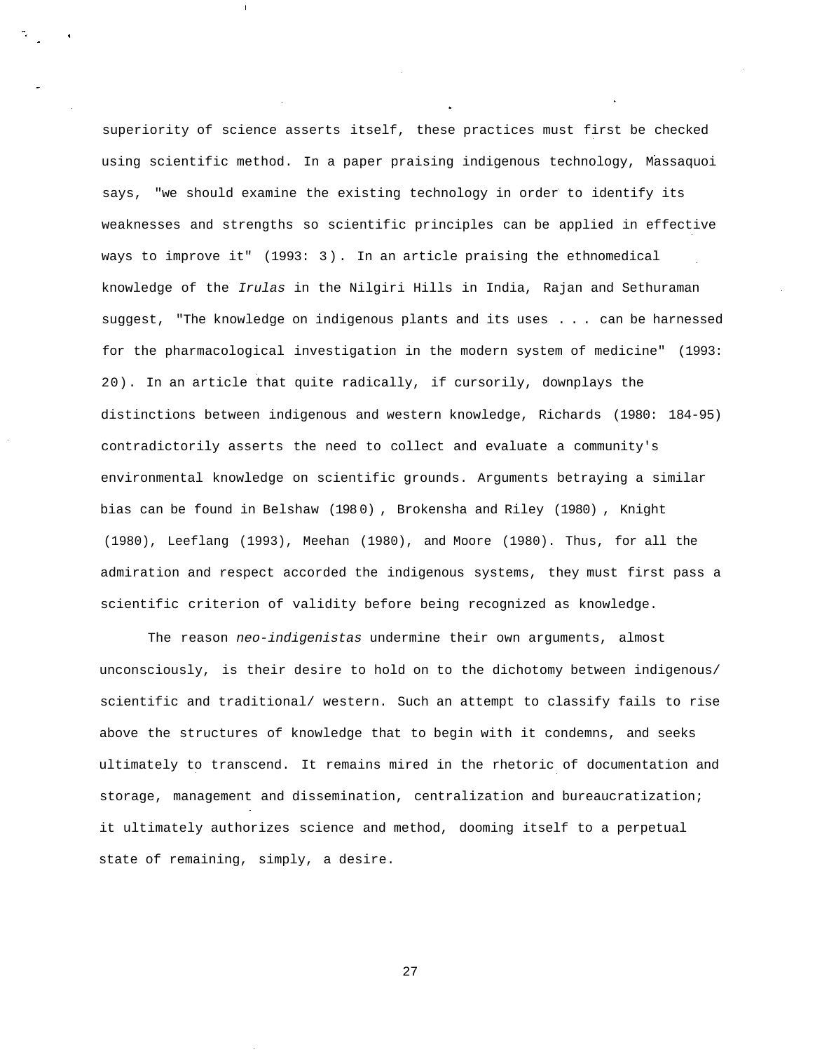superiority of science asserts itself, these practices must first be checked using scientific method. In a paper praising indigenous technology, Massaquoi says, "we should examine the existing technology in order to identify its weaknesses and strengths so scientific principles can be applied in effective ways to improve it" (1993: 3). In an article praising the ethnomedical knowledge of the *Irulas* in the Nilgiri Hills in India, Rajan and Sethuraman suggest, "The knowledge on indigenous plants and its uses . . . can be harnessed for the pharmacological investigation in the modern system of medicine" (1993: 20). In an article that quite radically, if cursorily, downplays the distinctions between indigenous and western knowledge, Richards (1980: 184-95) contradictorily asserts the need to collect and evaluate a community's environmental knowledge on scientific grounds. Arguments betraying a similar bias can be found in Belshaw (1980), Brokensha and Riley (1980), Knight (1980), Leeflang (1993), Meehan (1980), and Moore (1980). Thus, for all the admiration and respect accorded the indigenous systems, they must first pass a scientific criterion of validity before being recognized as knowledge.

The reason *neo-indigenistas* undermine their own arguments, almost unconsciously, is their desire to hold on to the dichotomy between indigenous/ scientific and traditional/ western. Such an attempt to classify fails to rise above the structures of knowledge that to begin with it condemns, and seeks ultimately to transcend. It remains mired in the rhetoric of documentation and storage, management and dissemination, centralization and bureaucratization; it ultimately authorizes science and method, dooming itself to a perpetual state of remaining, simply, a desire.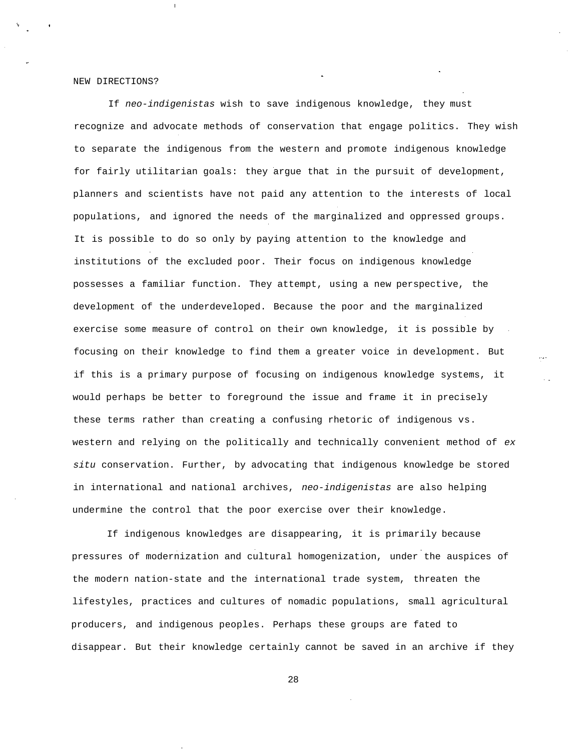## NEW DIRECTIONS?

If *neo-indigenistas* wish to save indigenous knowledge, they must recognize and advocate methods of conservation that engage politics. They wish to separate the indigenous from the western and promote indigenous knowledge for fairly utilitarian goals: they argue that in the pursuit of development, planners and scientists have not paid any attention to the interests of local populations, and ignored the needs of the marginalized and oppressed groups. It is possible to do so only by paying attention to the knowledge and institutions of the excluded poor. Their focus on indigenous knowledge possesses a familiar function. They attempt, using a new perspective, the development of the underdeveloped. Because the poor and the marginalized exercise some measure of control on their own knowledge, it is possible by focusing on their knowledge to find them a greater voice in development. But if this is a primary purpose of focusing on indigenous knowledge systems, it would perhaps be better to foreground the issue and frame it in precisely these terms rather than creating a confusing rhetoric of indigenous vs. western and relying on the politically and technically convenient method of *ex situ* conservation. Further, by advocating that indigenous knowledge be stored in international and national archives, *neo-indigenistas* are also helping undermine the control that the poor exercise over their knowledge.

If indigenous knowledges are disappearing, it is primarily because pressures of modernization and cultural homogenization, under the auspices of the modern nation-state and the international trade system, threaten the lifestyles, practices and cultures of nomadic populations, small agricultural producers, and indigenous peoples. Perhaps these groups are fated to disappear. But their knowledge certainly cannot be saved in an archive if they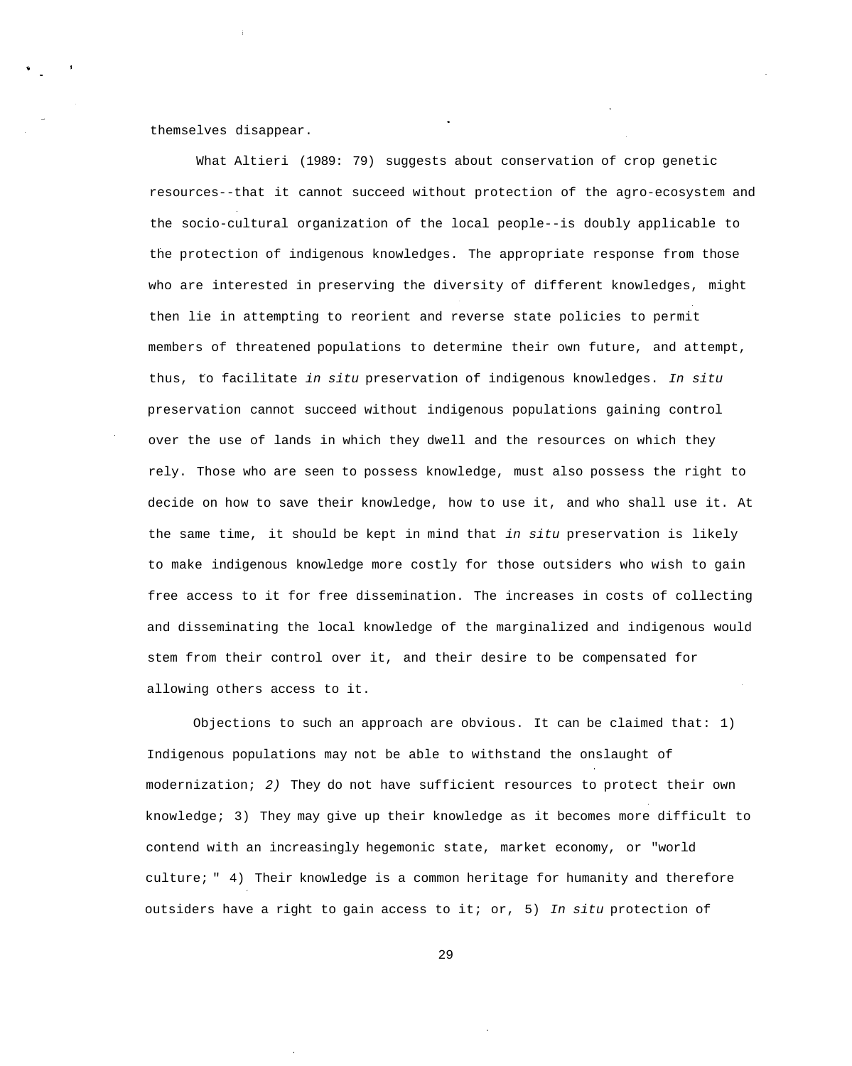themselves disappear.

What Altieri (1989: 79) suggests about conservation of crop genetic resources--that it cannot succeed without protection of the agro-ecosystem and the socio-cultural organization of the local people--is doubly applicable to the protection of indigenous knowledges. The appropriate response from those who are interested in preserving the diversity of different knowledges, might then lie in attempting to reorient and reverse state policies to permit members of threatened populations to determine their own future, and attempt, thus, to facilitate *in situ* preservation of indigenous knowledges. *In situ* preservation cannot succeed without indigenous populations gaining control over the use of lands in which they dwell and the resources on which they rely. Those who are seen to possess knowledge, must also possess the right to decide on how to save their knowledge, how to use it, and who shall use it. At the same time, it should be kept in mind that *in situ* preservation is likely to make indigenous knowledge more costly for those outsiders who wish to gain free access to it for free dissemination. The increases in costs of collecting and disseminating the local knowledge of the marginalized and indigenous would stem from their control over it, and their desire to be compensated for allowing others access to it.

Objections to such an approach are obvious. It can be claimed that: 1) Indigenous populations may not be able to withstand the onslaught of modernization; *2)* They do not have sufficient resources to protect their own knowledge; 3) They may give up their knowledge as it becomes more difficult to contend with an increasingly hegemonic state, market economy, or "world culture;" 4) Their knowledge is a common heritage for humanity and therefore outsiders have a right to gain access to it; or, 5) *In situ* protection of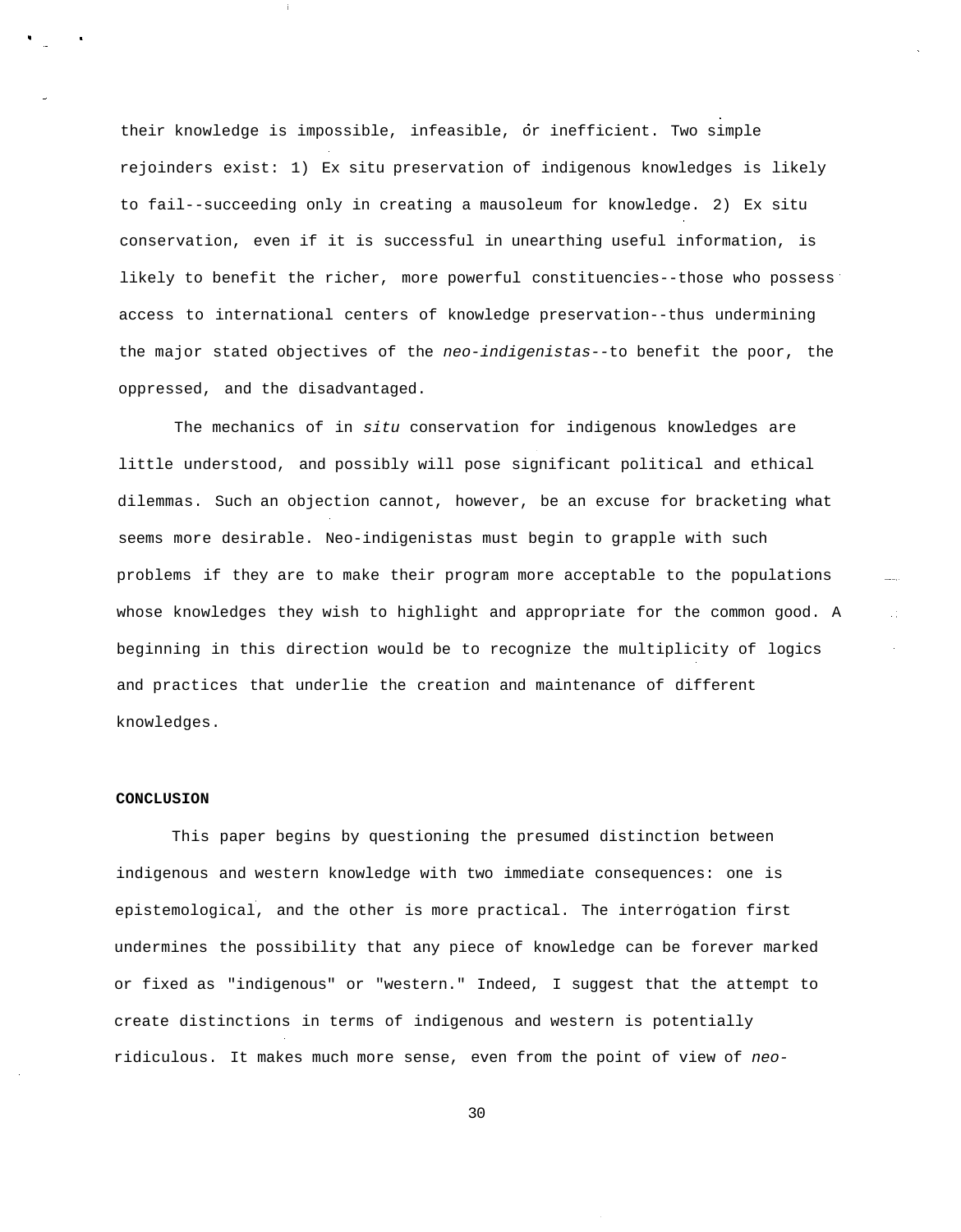their knowledge is impossible, infeasible, or inefficient. Two simple rejoinders exist: 1) Ex situ preservation of indigenous knowledges is likely to fail--succeeding only in creating a mausoleum for knowledge. 2) Ex situ conservation, even if it is successful in unearthing useful information, is likely to benefit the richer, more powerful constituencies--those who possess access to international centers of knowledge preservation--thus undermining the major stated objectives of the *neo-indigenistas*--to benefit the poor, the oppressed, and the disadvantaged.

The mechanics of in *situ* conservation for indigenous knowledges are little understood, and possibly will pose significant political and ethical dilemmas. Such an objection cannot, however, be an excuse for bracketing what seems more desirable. Neo-indigenistas must begin to grapple with such problems if they are to make their program more acceptable to the populations whose knowledges they wish to highlight and appropriate for the common good. A beginning in this direction would be to recognize the multiplicity of logics and practices that underlie the creation and maintenance of different knowledges.

**CONCLUSION**

This paper begins by questioning the presumed distinction between indigenous and western knowledge with two immediate consequences: one is epistemological, and the other is more practical. The interrogation first undermines the possibility that any piece of knowledge can be forever marked or fixed as "indigenous" or "western." Indeed, I suggest that the attempt to create distinctions in terms of indigenous and western is potentially ridiculous. It makes much more sense, even from the point of view of *neo-*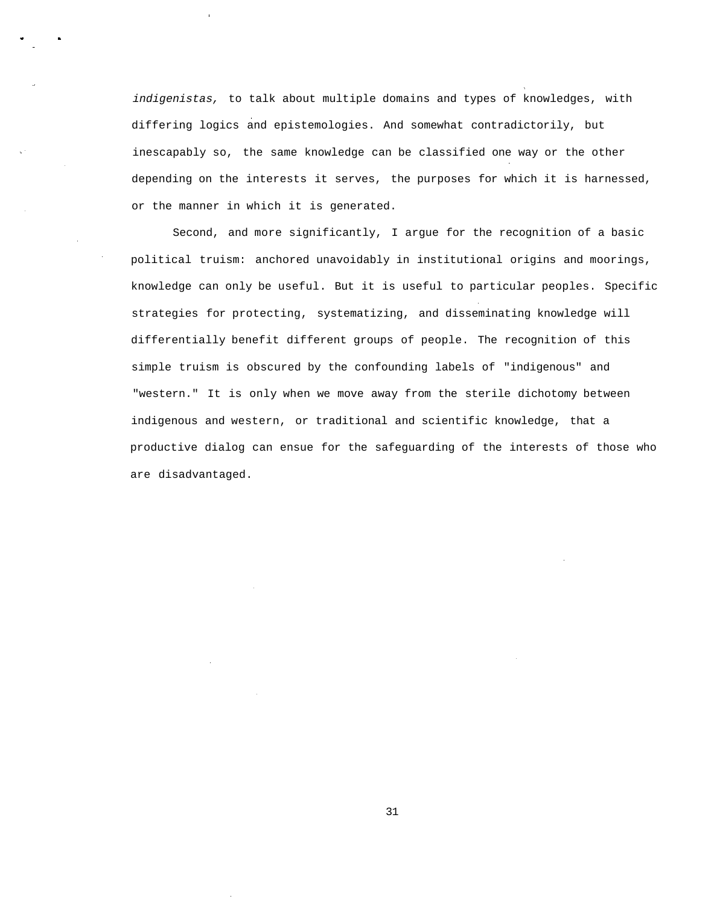*indigenistas,* to talk about multiple domains and types of knowledges, with differing logics and epistemologies. And somewhat contradictorily, but inescapably so, the same knowledge can be classified one way or the other depending on the interests it serves, the purposes for which it is harnessed, or the manner in which it is generated.

Second, and more significantly, I argue for the recognition of a basic political truism: anchored unavoidably in institutional origins and moorings, knowledge can only be useful. But it is useful to particular peoples. Specific strategies for protecting, systematizing, and disseminating knowledge will differentially benefit different groups of people. The recognition of this simple truism is obscured by the confounding labels of "indigenous" and "western." It is only when we move away from the sterile dichotomy between indigenous and western, or traditional and scientific knowledge, that a productive dialog can ensue for the safeguarding of the interests of those who are disadvantaged.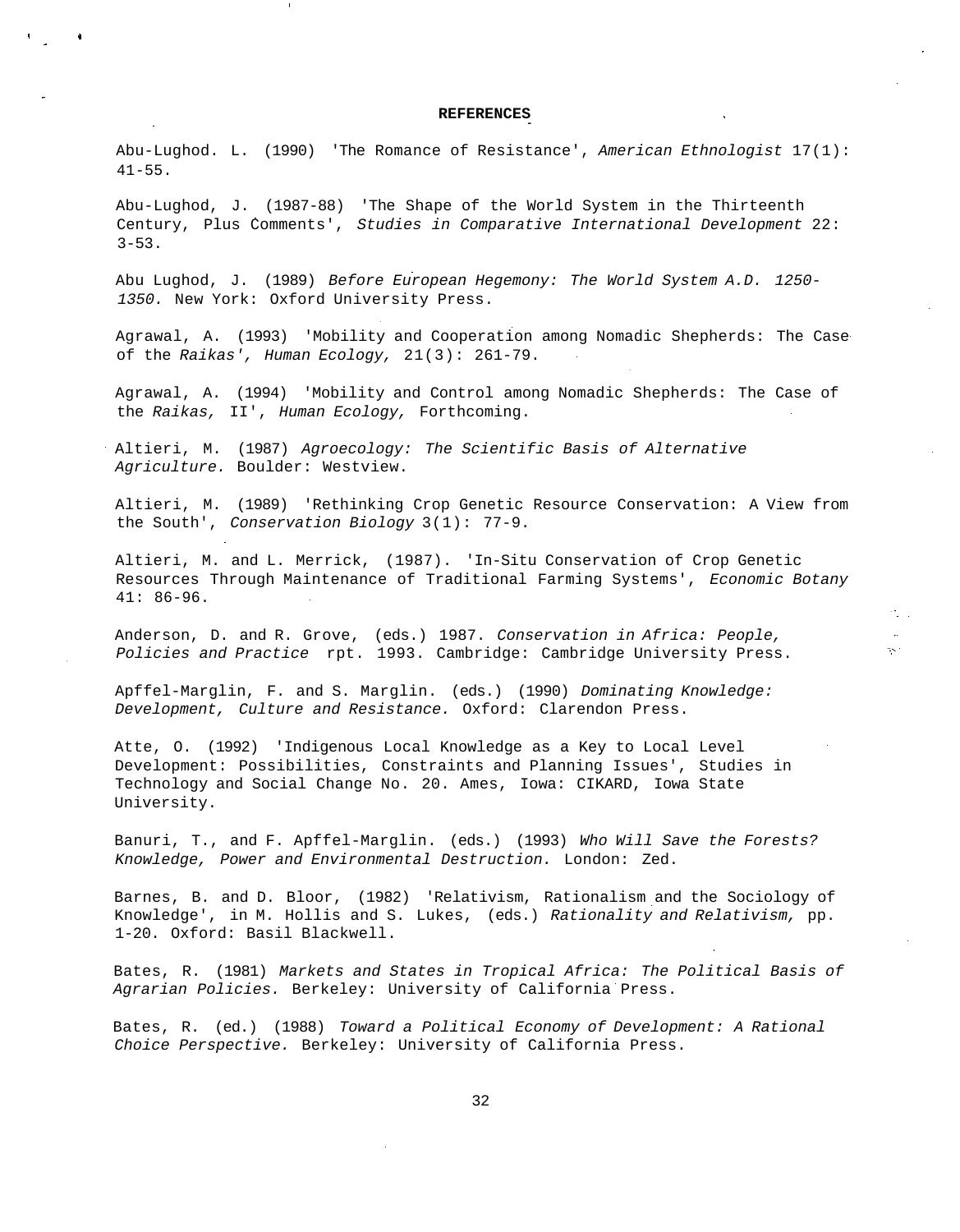## REFERENCES

Abu-Lughod. L. (1990) 'The Romance of Resistance', *American Ethnologist* 17(1): 41-55.

Abu-Lughod, J. (1987-88) 'The Shape of the World System in the Thirteenth Century, Plus Comments', *Studies in Comparative International Development* 22: 3-53.

Abu Lughod, J. (1989) *Before European Hegemony: The World System A.D. 1250-1350.* New York: Oxford University Press.

Agrawal, A. (1993) 'Mobility and Cooperation among Nomadic Shepherds: The Case of the *Raikas', Human Ecology,* 21(3): 261-79.

Agrawal, A. (1994) 'Mobility and Control among Nomadic Shepherds: The Case of the *Raikas,* II', *Human Ecology,* Forthcoming.

Altieri, M. (1987) *Agroecology: The Scientific Basis of Alternative Agriculture.* Boulder: Westview.

Altieri, M. (1989) 'Rethinking Crop Genetic Resource Conservation: A View from the South', *Conservation Biology* 3(1): 77-9.

Altieri, M. and L. Merrick, (1987). 'In-Situ Conservation of Crop Genetic Resources Through Maintenance of Traditional Farming Systems', *Economic Botany* 41: 86-96.

Anderson, D. and R. Grove, (eds.) 1987. *Conservation in Africa: People, Policies and Practice* rpt. 1993. Cambridge: Cambridge University Press.

Apffel-Marglin, F. and S. Marglin. (eds.) (1990) *Dominating Knowledge: Development, Culture and Resistance.* Oxford: Clarendon Press.

Atte, O. (1992) 'Indigenous Local Knowledge as a Key to Local Level Development: Possibilities, Constraints and Planning Issues', Studies in Technology and Social Change No. 20. Ames, Iowa: CIKARD, Iowa State University.

Banuri, T., and F. Apffel-Marglin. (eds.) (1993) *Who Will Save the Forests? Knowledge, Power and Environmental Destruction.* London: Zed.

Barnes, B. and D. Bloor, (1982) 'Relativism, Rationalism and the Sociology of Knowledge', in M. Hollis and S. Lukes, (eds.) *Rationality and Relativism,* pp. 1-20. Oxford: Basil Blackwell.

Bates, R. (1981) *Markets and States in Tropical Africa: The Political Basis of Agrarian Policies.* Berkeley: University of California Press.

Bates, R. (ed.) (1988) *Toward a Political Economy of Development: A Rational Choice Perspective.* Berkeley: University of California Press.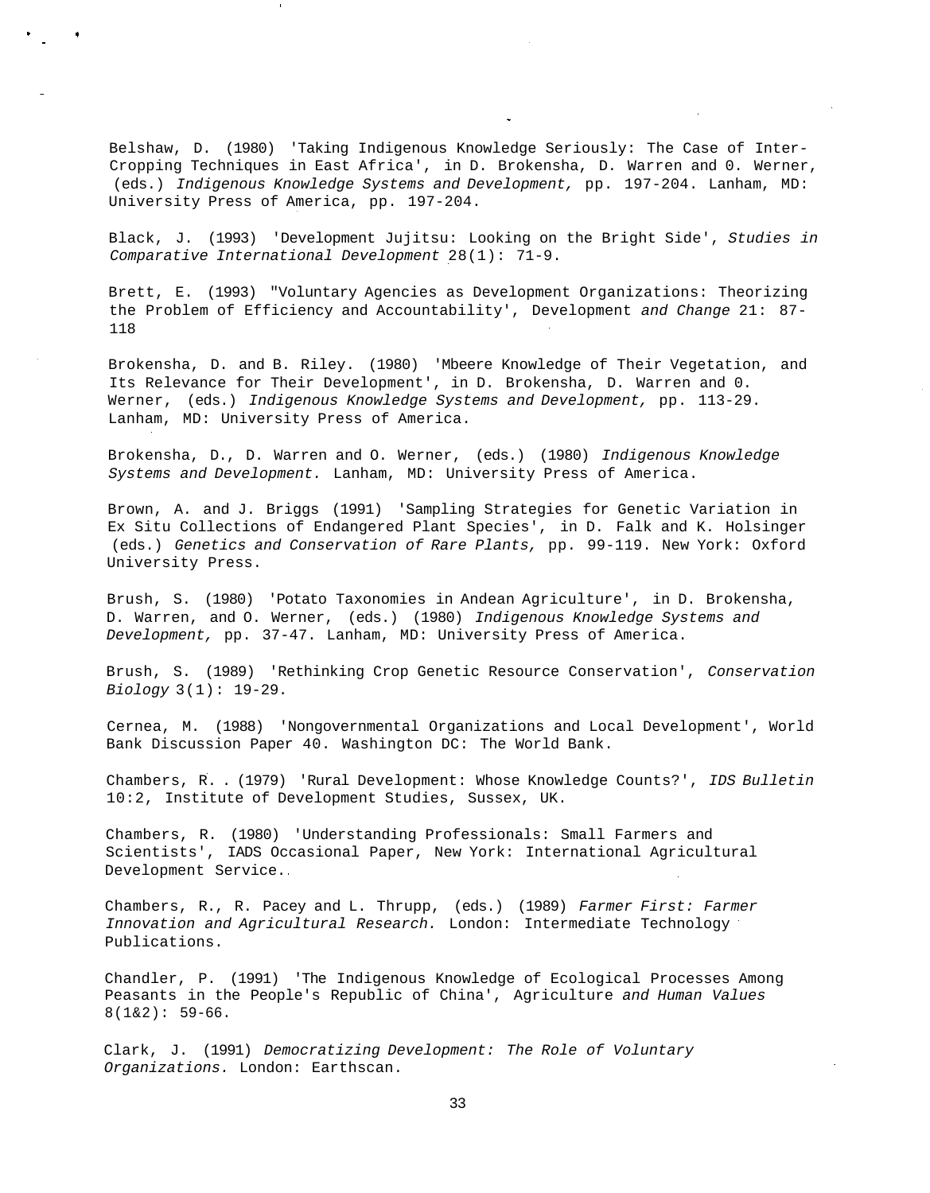Belshaw, D. (1980) 'Taking Indigenous Knowledge Seriously: The Case of Inter-Cropping Techniques in East Africa', in D. Brokensha, D. Warren and 0. Werner, (eds.) *Indigenous Knowledge Systems and Development,* pp. 197-204. Lanham, MD: University Press of America, pp. 197-204.

Black, J. (1993) 'Development Jujitsu: Looking on the Bright Side', *Studies in Comparative International Development* 28(1): 71-9.

Brett, E. (1993) "Voluntary Agencies as Development Organizations: Theorizing the Problem of Efficiency and Accountability', Development *and Change* 21: 87-118

Brokensha, D. and B. Riley. (1980) 'Mbeere Knowledge of Their Vegetation, and Its Relevance for Their Development', in D. Brokensha, D. Warren and 0. Werner, (eds.) *Indigenous Knowledge Systems and Development,* pp. 113-29. Lanham, MD: University Press of America.

Brokensha, D., D. Warren and O. Werner, (eds.) (1980) *Indigenous Knowledge Systems and Development.* Lanham, MD: University Press of America.

Brown, A. and J. Briggs (1991) 'Sampling Strategies for Genetic Variation in Ex Situ Collections of Endangered Plant Species', in D. Falk and K. Holsinger (eds.) *Genetics and Conservation of Rare Plants,* pp. 99-119. New York: Oxford University Press.

Brush, S. (1980) 'Potato Taxonomies in Andean Agriculture', in D. Brokensha, D. Warren, and O. Werner, (eds.) (1980) *Indigenous Knowledge Systems and Development,* pp. 37-47. Lanham, MD: University Press of America.

Brush, S. (1989) 'Rethinking Crop Genetic Resource Conservation', *Conservation Biology* 3(1): 19-29.

Cernea, M. (1988) 'Nongovernmental Organizations and Local Development', World Bank Discussion Paper 40. Washington DC: The World Bank.

Chambers, R. . (1979) 'Rural Development: Whose Knowledge Counts?', *IDS Bulletin* 10:2, Institute of Development Studies, Sussex, UK.

Chambers, R. (1980) 'Understanding Professionals: Small Farmers and Scientists', IADS Occasional Paper, New York: International Agricultural Development Service..

Chambers, R., R. Pacey and L. Thrupp, (eds.) (1989) *Farmer First: Farmer Innovation and Agricultural Research.* London: Intermediate Technology Publications.

Chandler, P. (1991) 'The Indigenous Knowledge of Ecological Processes Among Peasants in the People's Republic of China', Agriculture *and Human Values* 8(1&2): 59-66.

Clark, J. (1991) *Democratizing Development: The Role of Voluntary Organizations.* London: Earthscan.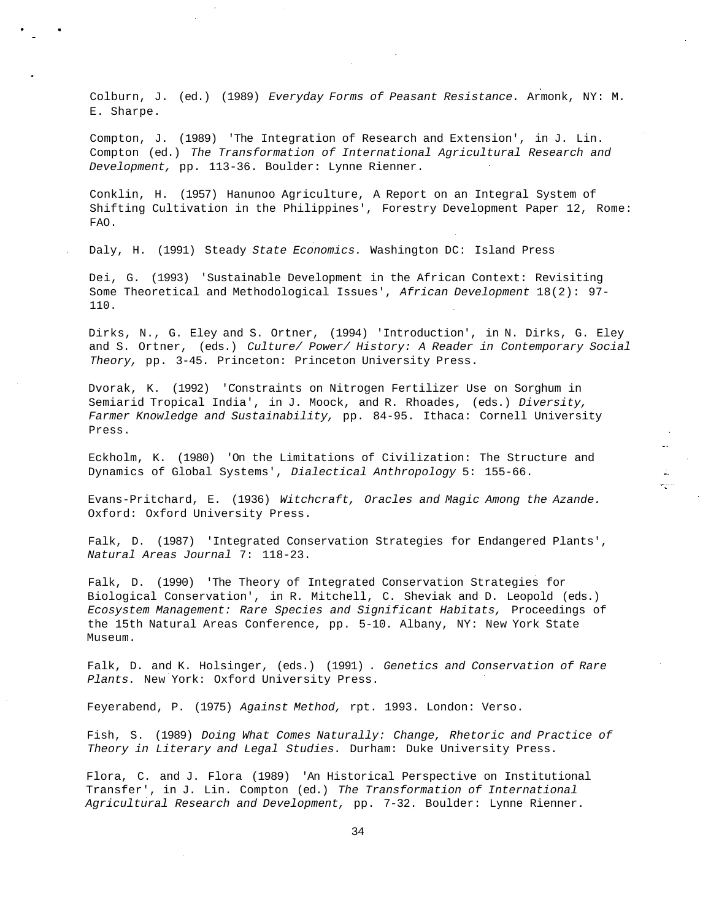Colburn, J. (ed.) (1989) *Everyday Forms of Peasant Resistance.* Armonk, NY: M. E. Sharpe.

Compton, J. (1989) 'The Integration of Research and Extension', in J. Lin. Compton (ed.) *The Transformation of International Agricultural Research and Development,* pp. 113-36. Boulder: Lynne Rienner.

Conklin, H. (1957) Hanunoo Agriculture, A Report on an Integral System of Shifting Cultivation in the Philippines', Forestry Development Paper 12, Rome: FAO.

Daly, H. (1991) Steady *State Economics.* Washington DC: Island Press

Dei, G. (1993) 'Sustainable Development in the African Context: Revisiting Some Theoretical and Methodological Issues', *African Development* 18(2): 97-110.

Dirks, N., G. Eley and S. Ortner, (1994) 'Introduction', in N. Dirks, G. Eley and S. Ortner, (eds.) *Culture/ Power/ History: A Reader in Contemporary Social Theory,* pp. 3-45. Princeton: Princeton University Press.

Dvorak, K. (1992) 'Constraints on Nitrogen Fertilizer Use on Sorghum in Semiarid Tropical India', in J. Moock, and R. Rhoades, (eds.) *Diversity, Farmer Knowledge and Sustainability,* pp. 84-95. Ithaca: Cornell University Press.

Eckholm, K. (1980) 'On the Limitations of Civilization: The Structure and Dynamics of Global Systems', *Dialectical Anthropology* 5: 155-66.

Evans-Pritchard, E. (1936) *Witchcraft, Oracles and Magic Among the Azande.* Oxford: Oxford University Press.

Falk, D. (1987) 'Integrated Conservation Strategies for Endangered Plants', *Natural Areas Journal* 7: 118-23.

Falk, D. (1990) 'The Theory of Integrated Conservation Strategies for Biological Conservation', in R. Mitchell, C. Sheviak and D. Leopold (eds.) *Ecosystem Management: Rare Species and Significant Habitats,* Proceedings of the 15th Natural Areas Conference, pp. 5-10. Albany, NY: New York State Museum.

Falk, D. and K. Holsinger, (eds.) (1991) . *Genetics and Conservation of Rare Plants.* New York: Oxford University Press.

Feyerabend, P. (1975) *Against Method,* rpt. 1993. London: Verso.

Fish, S. (1989) *Doing What Comes Naturally: Change, Rhetoric and Practice of Theory in Literary and Legal Studies.* Durham: Duke University Press.

Flora, C. and J. Flora (1989) 'An Historical Perspective on Institutional Transfer', in J. Lin. Compton (ed.) *The Transformation of International Agricultural Research and Development,* pp. 7-32. Boulder: Lynne Rienner.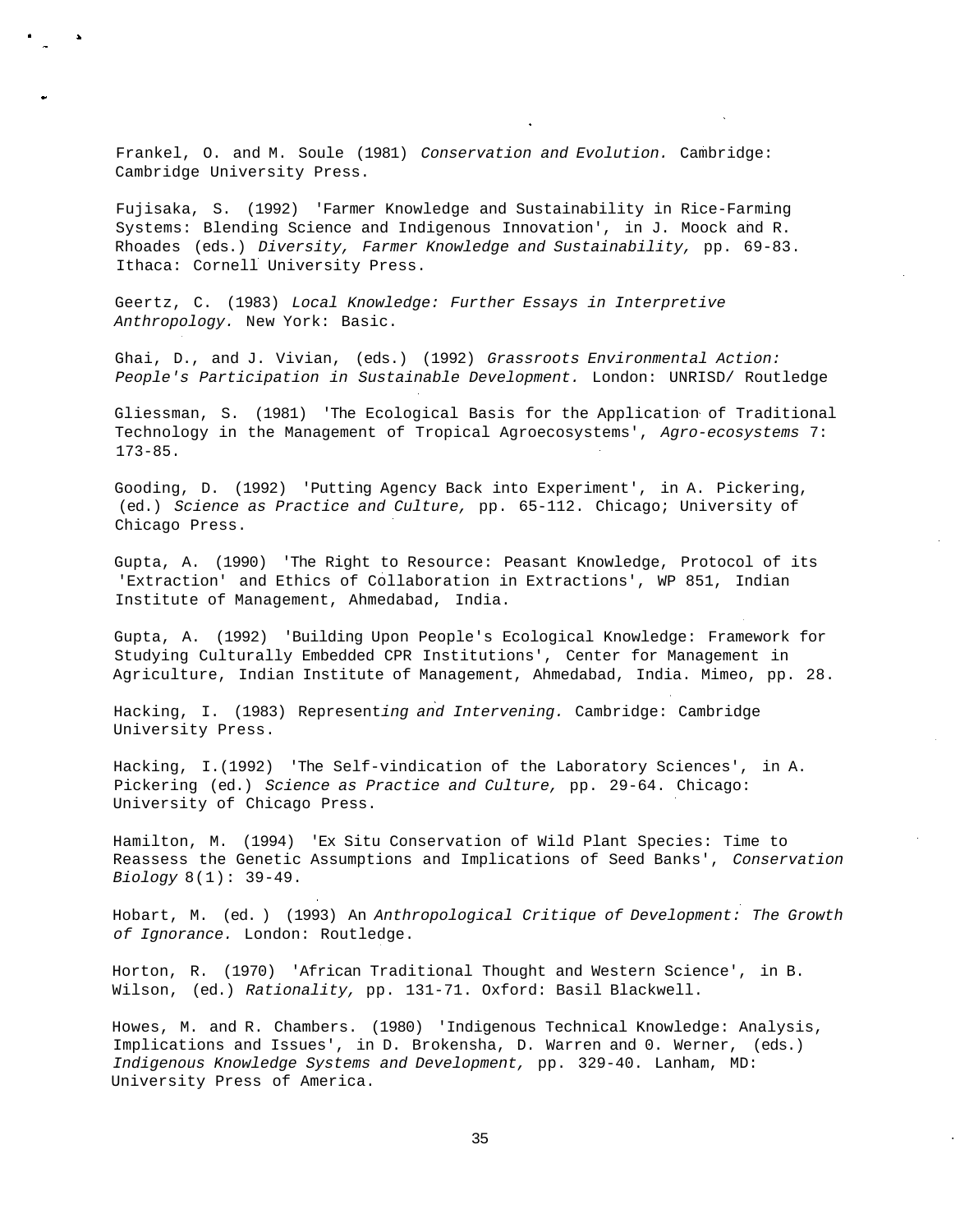Frankel, O. and M. Soule (1981) *Conservation and Evolution.* Cambridge: Cambridge University Press.

Fujisaka, S. (1992) 'Farmer Knowledge and Sustainability in Rice-Farming Systems: Blending Science and Indigenous Innovation', in J. Moock and R. Rhoades (eds.) *Diversity, Farmer Knowledge and Sustainability,* pp. 69-83. Ithaca: Cornell University Press.

Geertz, C. (1983) *Local Knowledge: Further Essays in Interpretive Anthropology.* New York: Basic.

Ghai, D., and J. Vivian, (eds.) (1992) *Grassroots Environmental Action: People's Participation in Sustainable Development.* London: UNRISD/ Routledge

Gliessman, S. (1981) 'The Ecological Basis for the Application of Traditional Technology in the Management of Tropical Agroecosystems', *Agro-ecosystems* 7: 173-85.

Gooding, D. (1992) 'Putting Agency Back into Experiment', in A. Pickering, (ed.) *Science as Practice and Culture,* pp. 65-112. Chicago; University of Chicago Press.

Gupta, A. (1990) 'The Right to Resource: Peasant Knowledge, Protocol of its 'Extraction' and Ethics of Collaboration in Extractions', WP 851, Indian Institute of Management, Ahmedabad, India.

Gupta, A. (1992) 'Building Upon People's Ecological Knowledge: Framework for Studying Culturally Embedded CPR Institutions', Center for Management in Agriculture, Indian Institute of Management, Ahmedabad, India. Mimeo, pp. 28.

Hacking, I. (1983) Represent*ing and Intervening.* Cambridge: Cambridge University Press.

Hacking, I.(1992) 'The Self-vindication of the Laboratory Sciences', in A. Pickering (ed.) *Science as Practice and Culture,* pp. 29-64. Chicago: University of Chicago Press.

Hamilton, M. (1994) 'Ex Situ Conservation of Wild Plant Species: Time to Reassess the Genetic Assumptions and Implications of Seed Banks', *Conservation Biology* 8(1): 39-49.

Hobart, M. (ed.) (1993) An *Anthropological Critique of Development: The Growth of Ignorance.* London: Routledge.

Horton, R. (1970) 'African Traditional Thought and Western Science', in B. Wilson, (ed.) *Rationality,* pp. 131-71. Oxford: Basil Blackwell.

Howes, M. and R. Chambers. (1980) 'Indigenous Technical Knowledge: Analysis, Implications and Issues', in D. Brokensha, D. Warren and 0. Werner, (eds.) *Indigenous Knowledge Systems and Development,* pp. 329-40. Lanham, MD: University Press of America.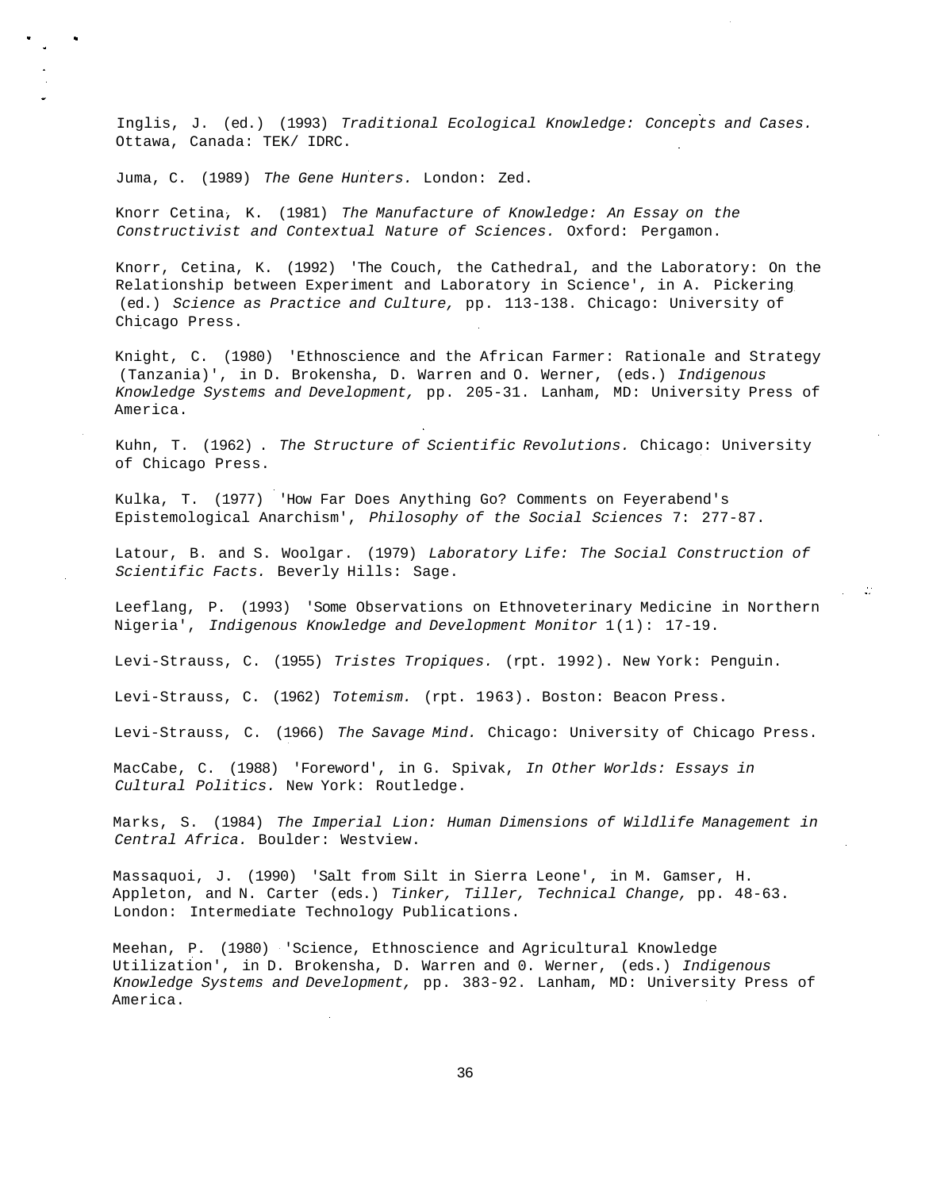Inglis, J. (ed.) (1993) *Traditional Ecological Knowledge: Concepts and Cases.* Ottawa, Canada: TEK/ IDRC.

Juma, C. (1989) *The Gene Hunters.* London: Zed.

Knorr Cetina, K. (1981) *The Manufacture of Knowledge: An Essay on the Constructivist and Contextual Nature of Sciences.* Oxford: Pergamon.

Knorr, Cetina, K. (1992) 'The Couch, the Cathedral, and the Laboratory: On the Relationship between Experiment and Laboratory in Science', in A. Pickering (ed.) *Science as Practice and Culture,* pp. 113-138. Chicago: University of Chicago Press.

Knight, C. (1980) 'Ethnoscience and the African Farmer: Rationale and Strategy (Tanzania)', in D. Brokensha, D. Warren and O. Werner, (eds.) *Indigenous Knowledge Systems and Development,* pp. 205-31. Lanham, MD: University Press of America.

Kuhn, T. (1962) . *The Structure of Scientific Revolutions.* Chicago: University of Chicago Press.

Kulka, T. (1977) 'How Far Does Anything Go? Comments on Feyerabend's Epistemological Anarchism', *Philosophy of the Social Sciences* 7: 277-87.

Latour, B. and S. Woolgar. (1979) *Laboratory Life: The Social Construction of Scientific Facts.* Beverly Hills: Sage.

Leeflang, P. (1993) 'Some Observations on Ethnoveterinary Medicine in Northern Nigeria', *Indigenous Knowledge and Development Monitor* 1(1): 17-19.

Levi-Strauss, C. (1955) *Tristes Tropiques.* (rpt. 1992). New York: Penguin.

Levi-Strauss, C. (1962) *Totemism.* (rpt. 1963). Boston: Beacon Press.

Levi-Strauss, C. (1966) *The Savage Mind.* Chicago: University of Chicago Press.

MacCabe, C. (1988) 'Foreword', in G. Spivak, *In Other Worlds: Essays in Cultural Politics.* New York: Routledge.

Marks, S. (1984) *The Imperial Lion: Human Dimensions of Wildlife Management in Central Africa.* Boulder: Westview.

Massaquoi, J. (1990) 'Salt from Silt in Sierra Leone', in M. Gamser, H. Appleton, and N. Carter (eds.) *Tinker, Tiller, Technical Change,* pp. 48-63. London: Intermediate Technology Publications.

Meehan, P. (1980) 'Science, Ethnoscience and Agricultural Knowledge Utilization', in D. Brokensha, D. Warren and 0. Werner, (eds.) *Indigenous Knowledge Systems and Development,* pp. 383-92. Lanham, MD: University Press of America.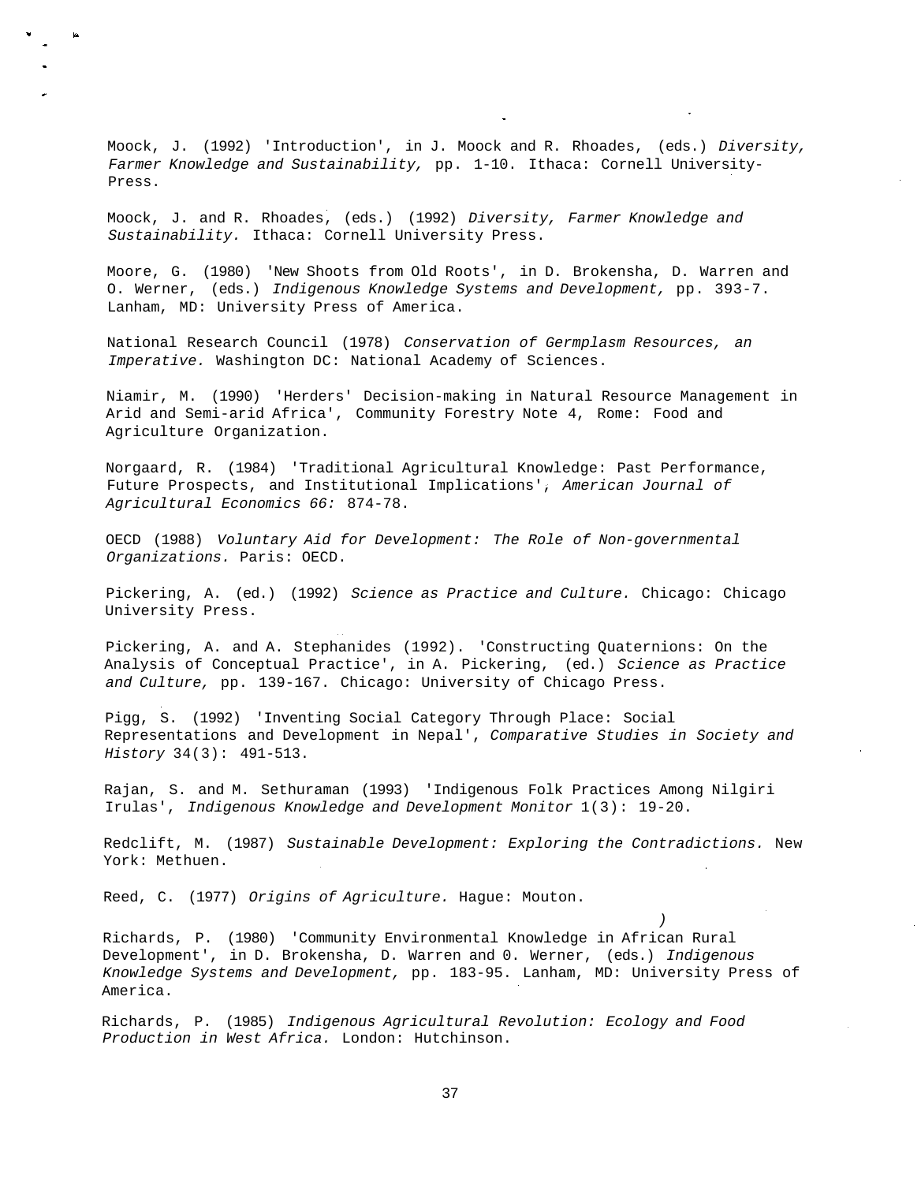Moock, J. (1992) 'Introduction', in J. Moock and R. Rhoades, (eds.) *Diversity, Farmer Knowledge and Sustainability,* pp. 1-10. Ithaca: Cornell University-Press.

Moock, J. and R. Rhoades, (eds.) (1992) *Diversity, Farmer Knowledge and Sustainability.* Ithaca: Cornell University Press.

Moore, G. (1980) 'New Shoots from Old Roots', in D. Brokensha, D. Warren and O. Werner, (eds.) *Indigenous Knowledge Systems and Development,* pp. 393-7. Lanham, MD: University Press of America.

National Research Council (1978) *Conservation of Germplasm Resources, an Imperative.* Washington DC: National Academy of Sciences.

Niamir, M. (1990) 'Herders' Decision-making in Natural Resource Management in Arid and Semi-arid Africa', Community Forestry Note 4, Rome: Food and Agriculture Organization.

Norgaard, R. (1984) 'Traditional Agricultural Knowledge: Past Performance, Future Prospects, and Institutional Implications', *American Journal of Agricultural Economics 66:* 874-78.

OECD (1988) *Voluntary Aid for Development: The Role of Non-governmental Organizations.* Paris: OECD.

Pickering, A. (ed.) (1992) *Science as Practice and Culture.* Chicago: Chicago University Press.

Pickering, A. and A. Stephanides (1992). 'Constructing Quaternions: On the Analysis of Conceptual Practice', in A. Pickering, (ed.) *Science as Practice and Culture,* pp. 139-167. Chicago: University of Chicago Press.

Pigg, S. (1992) 'Inventing Social Category Through Place: Social Representations and Development in Nepal', *Comparative Studies in Society and History* 34(3): 491-513.

Rajan, S. and M. Sethuraman (1993) 'Indigenous Folk Practices Among Nilgiri Irulas', *Indigenous Knowledge and Development Monitor* 1(3): 19-20.

Redclift, M. (1987) *Sustainable Development: Exploring the Contradictions.* New York: Methuen.

Reed, C. (1977) *Origins of Agriculture.* Hague: Mouton.

Richards, P. (1980) 'Community Environmental Knowledge in African Rural Development', in D. Brokensha, D. Warren and 0. Werner, (eds.) *Indigenous Knowledge Systems and Development,* pp. 183-95. Lanham, MD: University Press of America.

Richards, P. (1985) *Indigenous Agricultural Revolution: Ecology and Food Production in West Africa.* London: Hutchinson.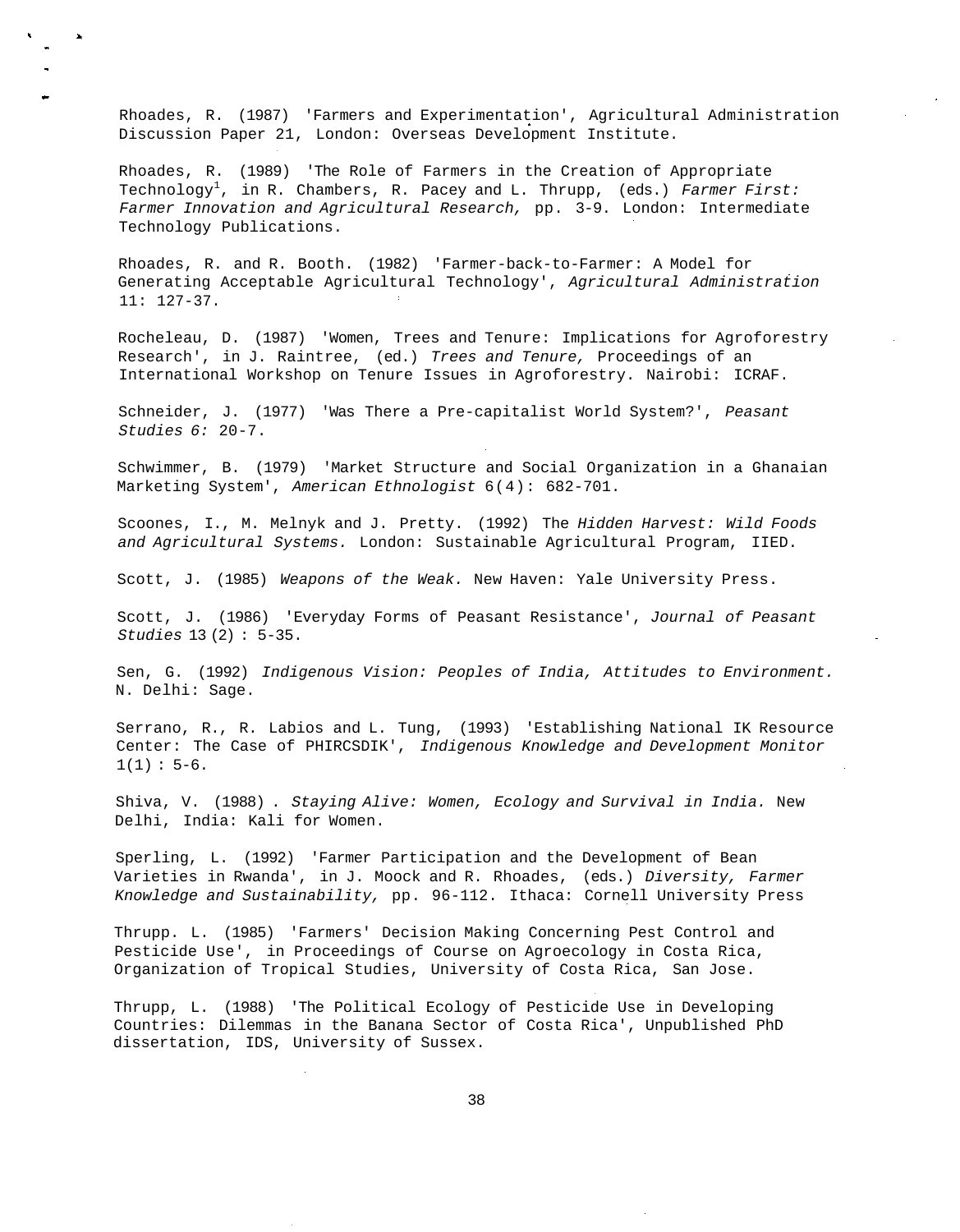Rhoades, R. (1987) 'Farmers and Experimentation', Agricultural Administration Discussion Paper 21, London: Overseas Development Institute.

Rhoades, R. (1989) 'The Role of Farmers in the Creation of Appropriate Technology[1], in R. Chambers, R. Pacey and L. Thrupp, (eds.) *Farmer First: Farmer Innovation and Agricultural Research,* pp. 3-9. London: Intermediate Technology Publications.

Rhoades, R. and R. Booth. (1982) 'Farmer-back-to-Farmer: A Model for Generating Acceptable Agricultural Technology', *Agricultural Administration* 11: 127-37.

Rocheleau, D. (1987) 'Women, Trees and Tenure: Implications for Agroforestry Research', in J. Raintree, (ed.) *Trees and Tenure,* Proceedings of an International Workshop on Tenure Issues in Agroforestry. Nairobi: ICRAF.

Schneider, J. (1977) 'Was There a Pre-capitalist World System?', *Peasant Studies 6:* 20-7.

Schwimmer, B. (1979) 'Market Structure and Social Organization in a Ghanaian Marketing System', *American Ethnologist* 6(4): 682-701.

Scoones, I., M. Melnyk and J. Pretty. (1992) The *Hidden Harvest: Wild Foods and Agricultural Systems.* London: Sustainable Agricultural Program, IIED.

Scott, J. (1985) *Weapons of the Weak.* New Haven: Yale University Press.

Scott, J. (1986) 'Everyday Forms of Peasant Resistance', *Journal of Peasant Studies* 13(2) : 5-35.

Sen, G. (1992) *Indigenous Vision: Peoples of India, Attitudes to Environment.* N. Delhi: Sage.

Serrano, R., R. Labios and L. Tung, (1993) 'Establishing National IK Resource Center: The Case of PHIRCSDIK', *Indigenous Knowledge and Development Monitor* 1(1) : 5-6.

Shiva, V. (1988) . *Staying Alive: Women, Ecology and Survival in India.* New Delhi, India: Kali for Women.

Sperling, L. (1992) 'Farmer Participation and the Development of Bean Varieties in Rwanda', in J. Moock and R. Rhoades, (eds.) *Diversity, Farmer Knowledge and Sustainability,* pp. 96-112. Ithaca: Cornell University Press

Thrupp. L. (1985) 'Farmers' Decision Making Concerning Pest Control and Pesticide Use', in Proceedings of Course on Agroecology in Costa Rica, Organization of Tropical Studies, University of Costa Rica, San Jose.

Thrupp, L. (1988) 'The Political Ecology of Pesticide Use in Developing Countries: Dilemmas in the Banana Sector of Costa Rica', Unpublished PhD dissertation, IDS, University of Sussex.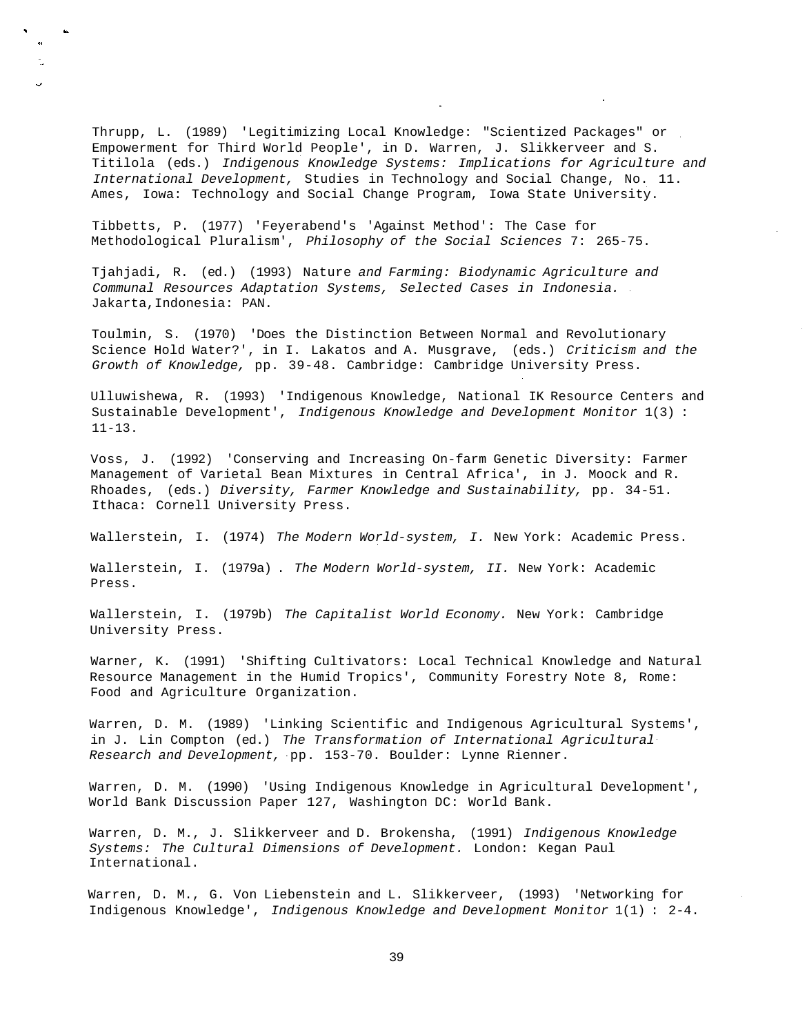Thrupp, L. (1989) 'Legitimizing Local Knowledge: "Scientized Packages" or Empowerment for Third World People', in D. Warren, J. Slikkerveer and S. Titilola (eds.) *Indigenous Knowledge Systems: Implications for Agriculture and International Development,* Studies in Technology and Social Change, No. 11. Ames, Iowa: Technology and Social Change Program, Iowa State University.

Tibbetts, P. (1977) 'Feyerabend's 'Against Method': The Case for Methodological Pluralism', *Philosophy of the Social Sciences* 7: 265-75.

Tjahjadi, R. (ed.) (1993) Nature *and Farming: Biodynamic Agriculture and Communal Resources Adaptation Systems, Selected Cases in Indonesia.* Jakarta,Indonesia: PAN.

Toulmin, S. (1970) 'Does the Distinction Between Normal and Revolutionary Science Hold Water?', in I. Lakatos and A. Musgrave, (eds.) *Criticism and the Growth of Knowledge,* pp. 39-48. Cambridge: Cambridge University Press.

Ulluwishewa, R. (1993) 'Indigenous Knowledge, National IK Resource Centers and Sustainable Development', *Indigenous Knowledge and Development Monitor* 1(3) : 11-13.

Voss, J. (1992) 'Conserving and Increasing On-farm Genetic Diversity: Farmer Management of Varietal Bean Mixtures in Central Africa', in J. Moock and R. Rhoades, (eds.) *Diversity, Farmer Knowledge and Sustainability,* pp. 34-51. Ithaca: Cornell University Press.

Wallerstein, I. (1974) *The Modern World-system, I.* New York: Academic Press.

Wallerstein, I. (1979a) . *The Modern World-system, II.* New York: Academic Press.

Wallerstein, I. (1979b) *The Capitalist World Economy.* New York: Cambridge University Press.

Warner, K. (1991) 'Shifting Cultivators: Local Technical Knowledge and Natural Resource Management in the Humid Tropics', Community Forestry Note 8, Rome: Food and Agriculture Organization.

Warren, D. M. (1989) 'Linking Scientific and Indigenous Agricultural Systems', in J. Lin Compton (ed.) *The Transformation of International Agricultural Research and Development,* pp. 153-70. Boulder: Lynne Rienner.

Warren, D. M. (1990) 'Using Indigenous Knowledge in Agricultural Development', World Bank Discussion Paper 127, Washington DC: World Bank.

Warren, D. M., J. Slikkerveer and D. Brokensha, (1991) *Indigenous Knowledge Systems: The Cultural Dimensions of Development.* London: Kegan Paul International.

Warren, D. M., G. Von Liebenstein and L. Slikkerveer, (1993) 'Networking for Indigenous Knowledge', *Indigenous Knowledge and Development Monitor* 1(1) : 2-4.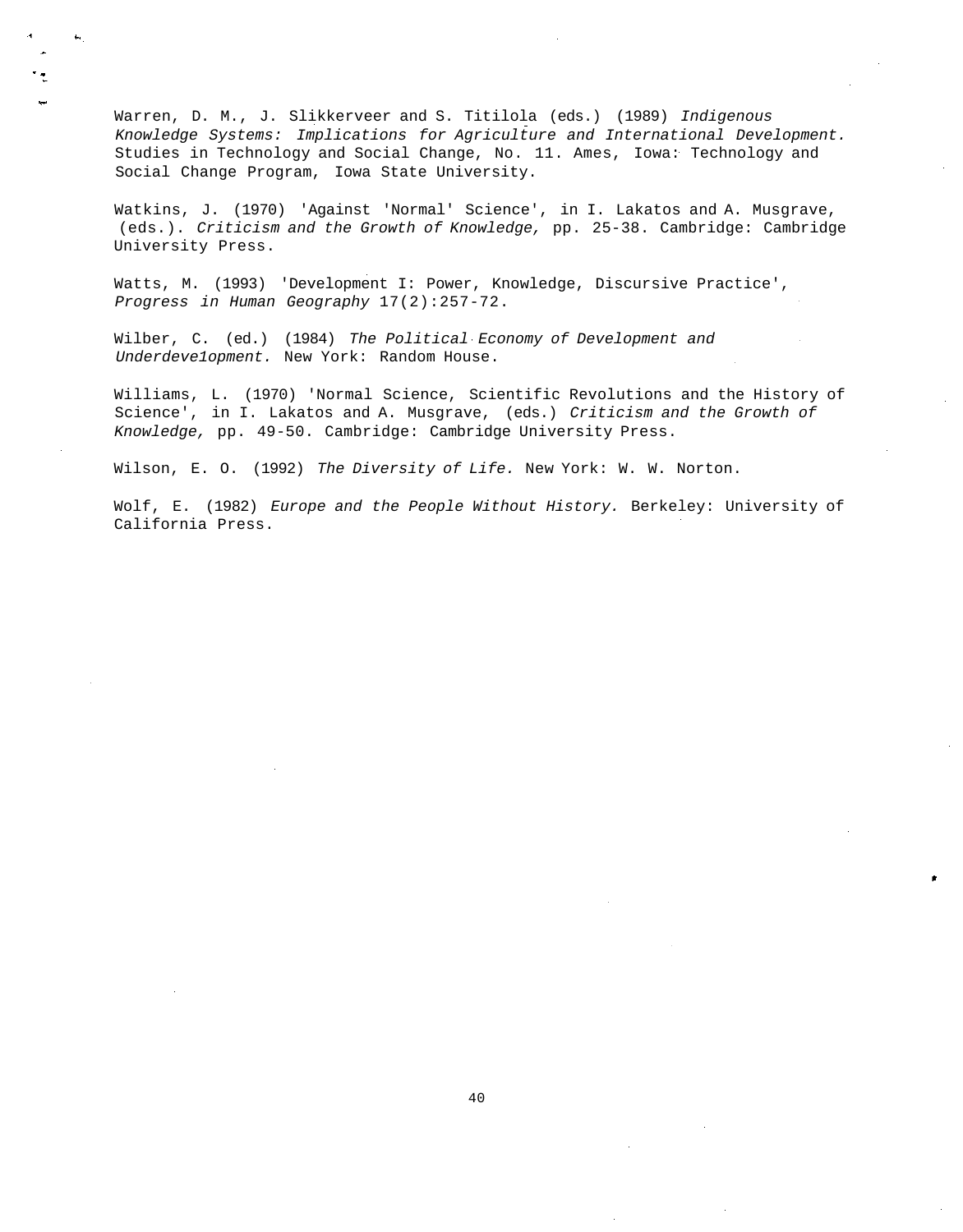Warren, D. M., J. Slikkerveer and S. Titilola (eds.) (1989) *Indigenous Knowledge Systems: Implications for Agriculture and International Development.* Studies in Technology and Social Change, No. 11. Ames, Iowa: Technology and Social Change Program, Iowa State University.

Watkins, J. (1970) 'Against 'Normal' Science', in I. Lakatos and A. Musgrave, (eds.). *Criticism and the Growth of Knowledge,* pp. 25-38. Cambridge: Cambridge University Press.

Watts, M. (1993) 'Development I: Power, Knowledge, Discursive Practice', *Progress in Human Geography* 17(2):257-72.

Wilber, C. (ed.) (1984) *The Political Economy of Development and Underdeve1opment.* New York: Random House.

Williams, L. (1970) 'Normal Science, Scientific Revolutions and the History of Science', in I. Lakatos and A. Musgrave, (eds.) *Criticism and the Growth of Knowledge,* pp. 49-50. Cambridge: Cambridge University Press.

Wilson, E. O. (1992) *The Diversity of Life.* New York: W. W. Norton.

Wolf, E. (1982) *Europe and the People Without History.* Berkeley: University of California Press.